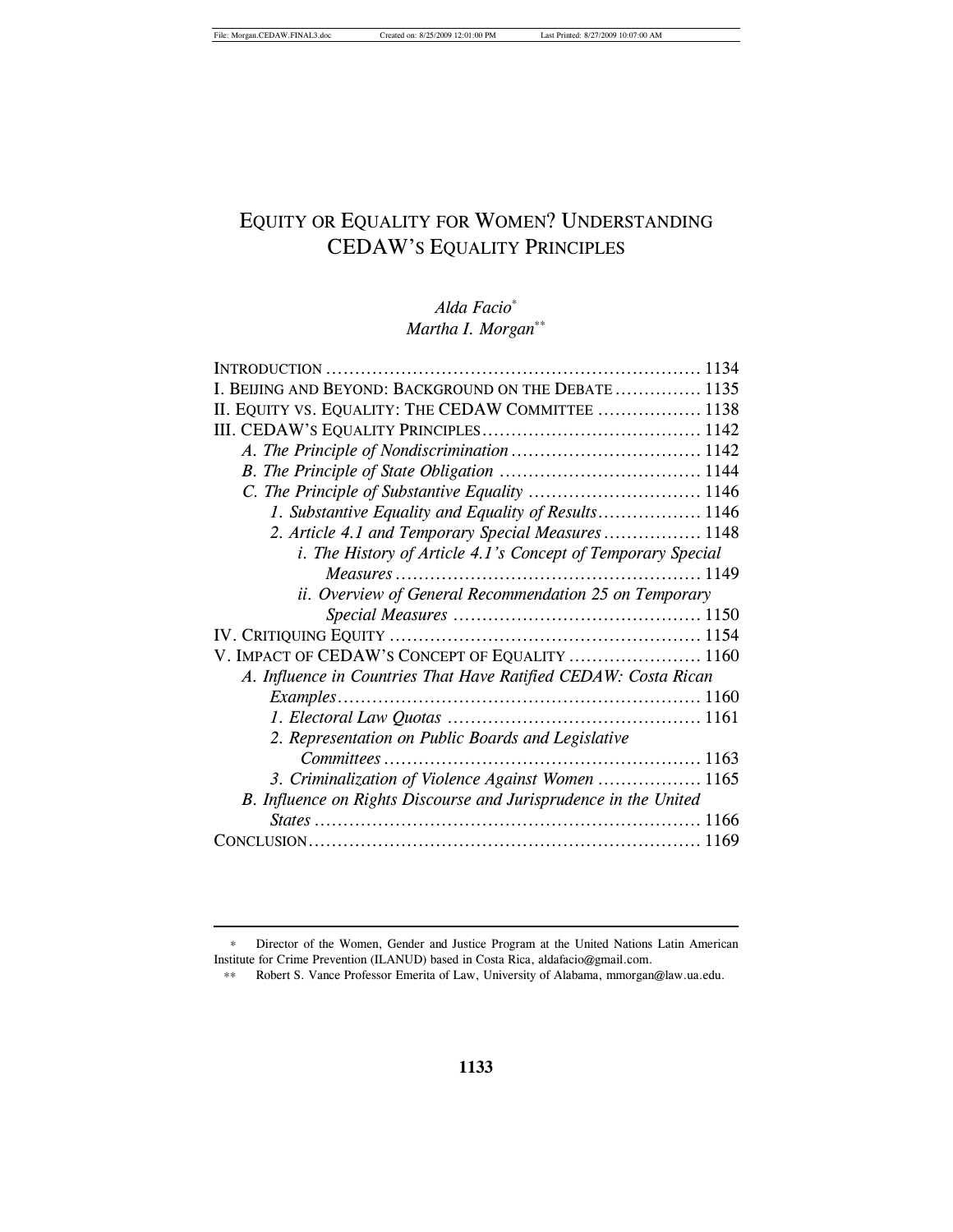# EQUITY OR EQUALITY FOR WOMEN? UNDERSTANDING CEDAW'S EQUALITY PRINCIPLES

*Alda Facio*[*]
*Martha I. Morgan*[**]

INTRODUCTION .................................................................. 1134
I. BEIJING AND BEYOND: BACKGROUND ON THE DEBATE ............... 1135
II. EQUITY VS. EQUALITY: THE CEDAW COMMITTEE .................. 1138
III. CEDAW'S EQUALITY PRINCIPLES ...................................... 1142
*A. The Principle of Nondiscrimination* ................................. 1142
*B. The Principle of State Obligation* .................................. 1144
*C. The Principle of Substantive Equality* .............................. 1146
*1. Substantive Equality and Equality of Results* .................. 1146
*2. Article 4.1 and Temporary Special Measures* ................. 1148
*i. The History of Article 4.1's Concept of Temporary Special Measures* ..................................................... 1149
*ii. Overview of General Recommendation 25 on Temporary Special Measures* ........................................... 1150
IV. CRITIQUING EQUITY ...................................................... 1154
V. IMPACT OF CEDAW'S CONCEPT OF EQUALITY ....................... 1160
*A. Influence in Countries That Have Ratified CEDAW: Costa Rican Examples* ............................................................... 1160
*1. Electoral Law Quotas* ............................................ 1161
*2. Representation on Public Boards and Legislative Committees* ....................................................... 1163
*3. Criminalization of Violence Against Women* .................. 1165
*B. Influence on Rights Discourse and Jurisprudence in the United States* .................................................................. 1166
CONCLUSION .................................................................... 1169

---

[*] Director of the Women, Gender and Justice Program at the United Nations Latin American Institute for Crime Prevention (ILANUD) based in Costa Rica, aldafacio@gmail.com.

[**] Robert S. Vance Professor Emerita of Law, University of Alabama, mmorgan@law.ua.edu.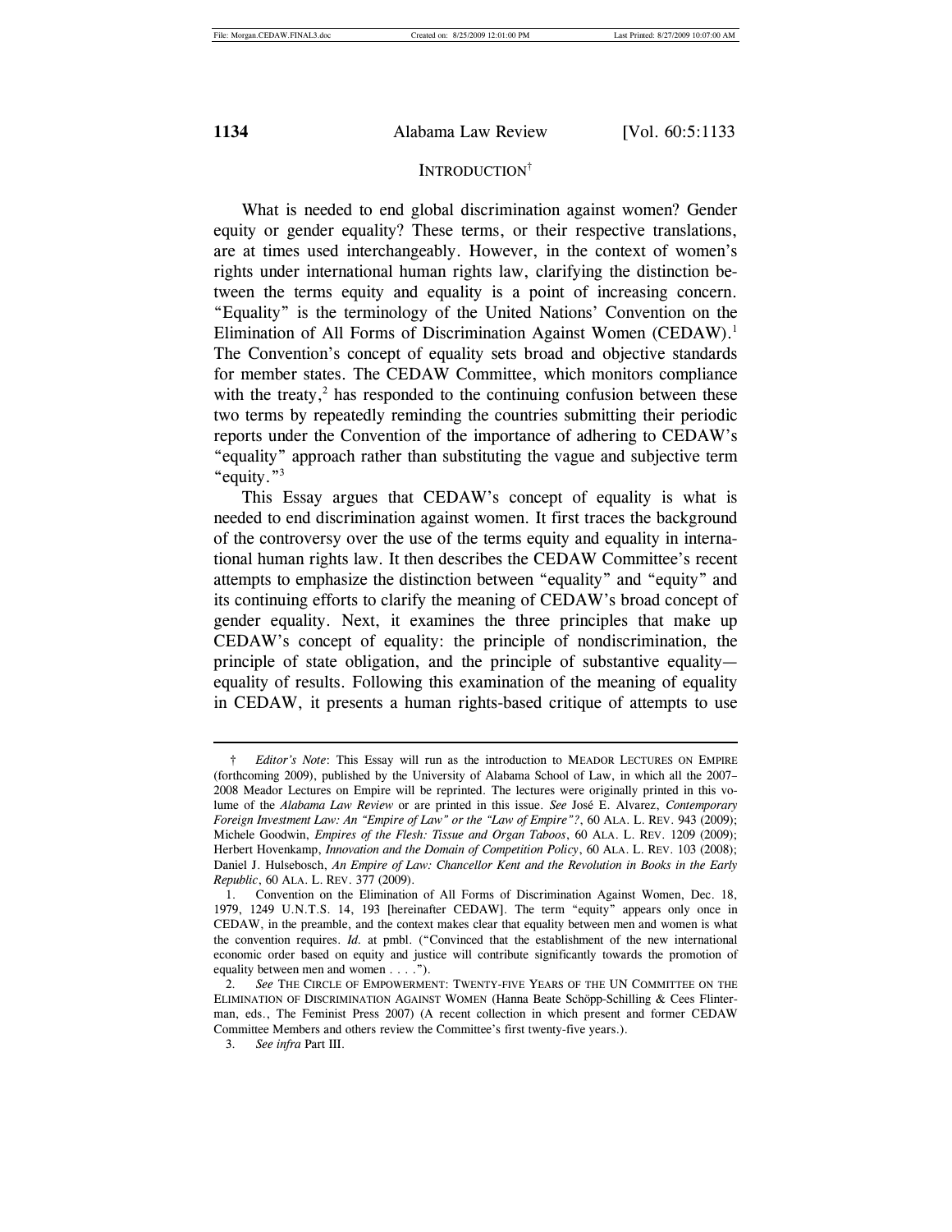## INTRODUCTION[†]

What is needed to end global discrimination against women? Gender equity or gender equality? These terms, or their respective translations, are at times used interchangeably. However, in the context of women's rights under international human rights law, clarifying the distinction between the terms equity and equality is a point of increasing concern. "Equality" is the terminology of the United Nations' Convention on the Elimination of All Forms of Discrimination Against Women (CEDAW).[1] The Convention's concept of equality sets broad and objective standards for member states. The CEDAW Committee, which monitors compliance with the treaty,[2] has responded to the continuing confusion between these two terms by repeatedly reminding the countries submitting their periodic reports under the Convention of the importance of adhering to CEDAW's "equality" approach rather than substituting the vague and subjective term "equity."[3]

This Essay argues that CEDAW's concept of equality is what is needed to end discrimination against women. It first traces the background of the controversy over the use of the terms equity and equality in international human rights law. It then describes the CEDAW Committee's recent attempts to emphasize the distinction between "equality" and "equity" and its continuing efforts to clarify the meaning of CEDAW's broad concept of gender equality. Next, it examines the three principles that make up CEDAW's concept of equality: the principle of nondiscrimination, the principle of state obligation, and the principle of substantive equality—equality of results. Following this examination of the meaning of equality in CEDAW, it presents a human rights-based critique of attempts to use

---

† *Editor's Note*: This Essay will run as the introduction to MEADOR LECTURES ON EMPIRE (forthcoming 2009), published by the University of Alabama School of Law, in which all the 2007–2008 Meador Lectures on Empire will be reprinted. The lectures were originally printed in this volume of the *Alabama Law Review* or are printed in this issue. *See* José E. Alvarez, *Contemporary Foreign Investment Law: An "Empire of Law" or the "Law of Empire"?*, 60 ALA. L. REV. 943 (2009); Michele Goodwin, *Empires of the Flesh: Tissue and Organ Taboos*, 60 ALA. L. REV. 1209 (2009); Herbert Hovenkamp, *Innovation and the Domain of Competition Policy*, 60 ALA. L. REV. 103 (2008); Daniel J. Hulsebosch, *An Empire of Law: Chancellor Kent and the Revolution in Books in the Early Republic*, 60 ALA. L. REV. 377 (2009).

1. Convention on the Elimination of All Forms of Discrimination Against Women, Dec. 18, 1979, 1249 U.N.T.S. 14, 193 [hereinafter CEDAW]. The term "equity" appears only once in CEDAW, in the preamble, and the context makes clear that equality between men and women is what the convention requires. *Id.* at pmbl. ("Convinced that the establishment of the new international economic order based on equity and justice will contribute significantly towards the promotion of equality between men and women . . . .").

2. *See* THE CIRCLE OF EMPOWERMENT: TWENTY-FIVE YEARS OF THE UN COMMITTEE ON THE ELIMINATION OF DISCRIMINATION AGAINST WOMEN (Hanna Beate Schöpp-Schilling & Cees Flinterman, eds., The Feminist Press 2007) (A recent collection in which present and former CEDAW Committee Members and others review the Committee's first twenty-five years.).

3. *See infra* Part III.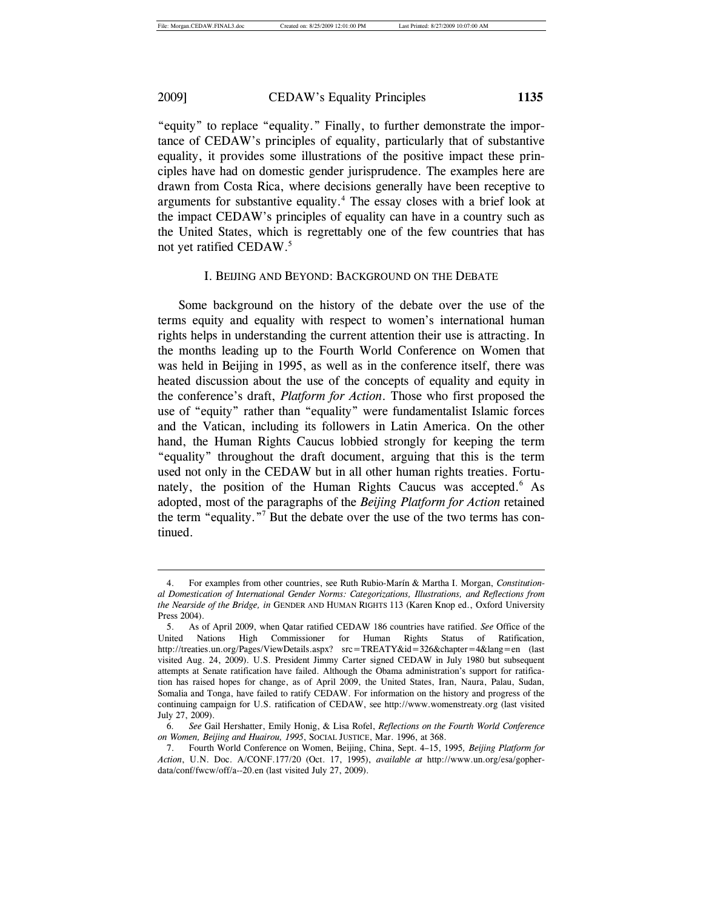"equity" to replace "equality." Finally, to further demonstrate the importance of CEDAW's principles of equality, particularly that of substantive equality, it provides some illustrations of the positive impact these principles have had on domestic gender jurisprudence. The examples here are drawn from Costa Rica, where decisions generally have been receptive to arguments for substantive equality.[4] The essay closes with a brief look at the impact CEDAW's principles of equality can have in a country such as the United States, which is regrettably one of the few countries that has not yet ratified CEDAW.[5]

## I. BEIJING AND BEYOND: BACKGROUND ON THE DEBATE

Some background on the history of the debate over the use of the terms equity and equality with respect to women's international human rights helps in understanding the current attention their use is attracting. In the months leading up to the Fourth World Conference on Women that was held in Beijing in 1995, as well as in the conference itself, there was heated discussion about the use of the concepts of equality and equity in the conference's draft, *Platform for Action*. Those who first proposed the use of "equity" rather than "equality" were fundamentalist Islamic forces and the Vatican, including its followers in Latin America. On the other hand, the Human Rights Caucus lobbied strongly for keeping the term "equality" throughout the draft document, arguing that this is the term used not only in the CEDAW but in all other human rights treaties. Fortunately, the position of the Human Rights Caucus was accepted.[6] As adopted, most of the paragraphs of the *Beijing Platform for Action* retained the term "equality."[7] But the debate over the use of the two terms has continued.

---

4. For examples from other countries, see Ruth Rubio-Marín & Martha I. Morgan, *Constitutional Domestication of International Gender Norms: Categorizations, Illustrations, and Reflections from the Nearside of the Bridge, in* GENDER AND HUMAN RIGHTS 113 (Karen Knop ed., Oxford University Press 2004).

5. As of April 2009, when Qatar ratified CEDAW 186 countries have ratified. *See* Office of the United Nations High Commissioner for Human Rights Status of Ratification, http://treaties.un.org/Pages/ViewDetails.aspx? src=TREATY&id=326&chapter=4&lang=en (last visited Aug. 24, 2009). U.S. President Jimmy Carter signed CEDAW in July 1980 but subsequent attempts at Senate ratification have failed. Although the Obama administration's support for ratification has raised hopes for change, as of April 2009, the United States, Iran, Naura, Palau, Sudan, Somalia and Tonga, have failed to ratify CEDAW. For information on the history and progress of the continuing campaign for U.S. ratification of CEDAW, see http://www.womenstreaty.org (last visited July 27, 2009).

6. *See* Gail Hershatter, Emily Honig, & Lisa Rofel, *Reflections on the Fourth World Conference on Women, Beijing and Huairou, 1995*, SOCIAL JUSTICE, Mar. 1996, at 368.

7. Fourth World Conference on Women, Beijing, China, Sept. 4–15, 1995, *Beijing Platform for Action*, U.N. Doc. A/CONF.177/20 (Oct. 17, 1995), *available at* http://www.un.org/esa/gopher-data/conf/fwcw/off/a--20.en (last visited July 27, 2009).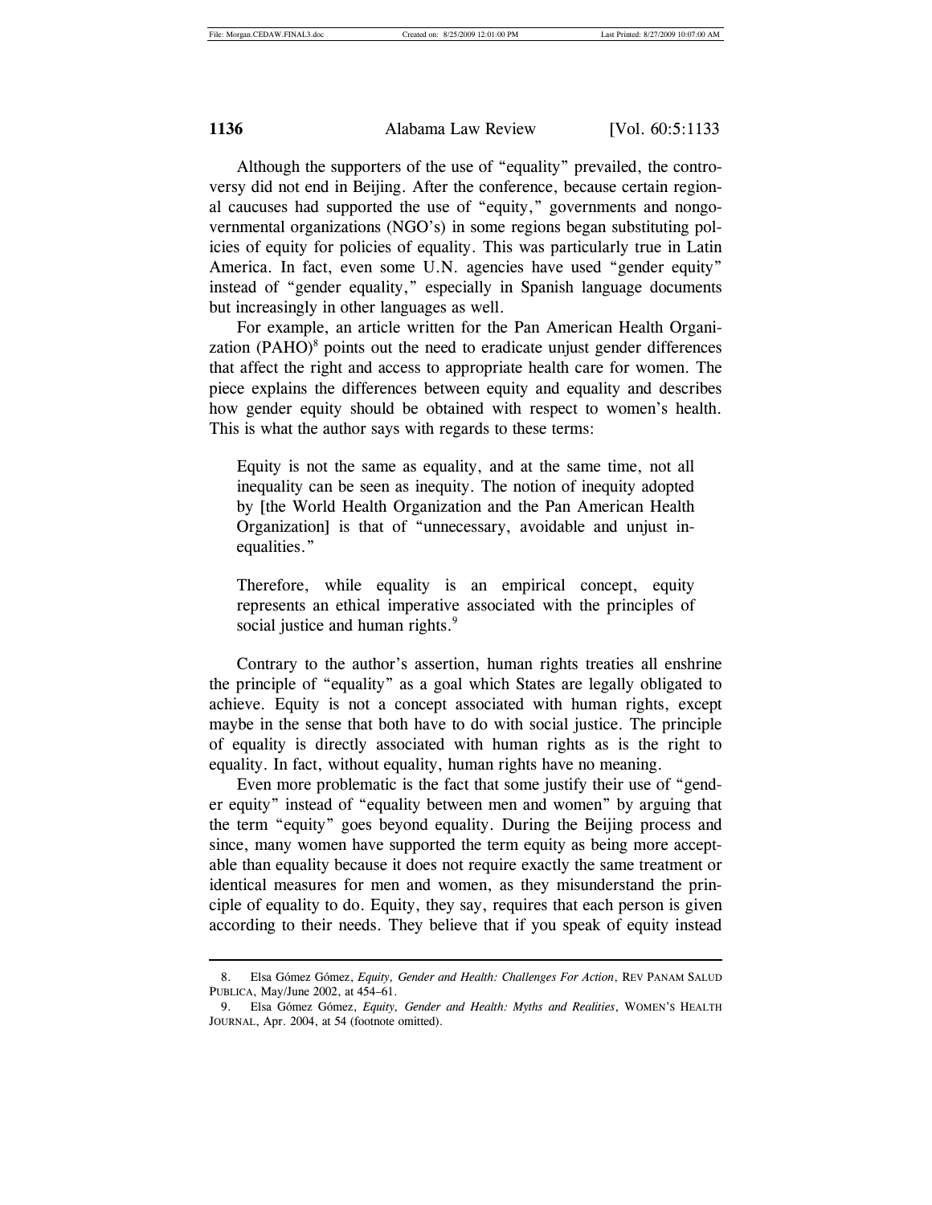Although the supporters of the use of "equality" prevailed, the controversy did not end in Beijing. After the conference, because certain regional caucuses had supported the use of "equity," governments and nongovernmental organizations (NGO's) in some regions began substituting policies of equity for policies of equality. This was particularly true in Latin America. In fact, even some U.N. agencies have used "gender equity" instead of "gender equality," especially in Spanish language documents but increasingly in other languages as well.

For example, an article written for the Pan American Health Organization (PAHO)[8] points out the need to eradicate unjust gender differences that affect the right and access to appropriate health care for women. The piece explains the differences between equity and equality and describes how gender equity should be obtained with respect to women's health. This is what the author says with regards to these terms:

> Equity is not the same as equality, and at the same time, not all inequality can be seen as inequity. The notion of inequity adopted by [the World Health Organization and the Pan American Health Organization] is that of "unnecessary, avoidable and unjust inequalities."
>
> Therefore, while equality is an empirical concept, equity represents an ethical imperative associated with the principles of social justice and human rights.[9]

Contrary to the author's assertion, human rights treaties all enshrine the principle of "equality" as a goal which States are legally obligated to achieve. Equity is not a concept associated with human rights, except maybe in the sense that both have to do with social justice. The principle of equality is directly associated with human rights as is the right to equality. In fact, without equality, human rights have no meaning.

Even more problematic is the fact that some justify their use of "gender equity" instead of "equality between men and women" by arguing that the term "equity" goes beyond equality. During the Beijing process and since, many women have supported the term equity as being more acceptable than equality because it does not require exactly the same treatment or identical measures for men and women, as they misunderstand the principle of equality to do. Equity, they say, requires that each person is given according to their needs. They believe that if you speak of equity instead

---

8. Elsa Gómez Gómez, *Equity, Gender and Health: Challenges For Action*, REV PANAM SALUD PUBLICA, May/June 2002, at 454–61.

9. Elsa Gómez Gómez, *Equity, Gender and Health: Myths and Realities*, WOMEN'S HEALTH JOURNAL, Apr. 2004, at 54 (footnote omitted).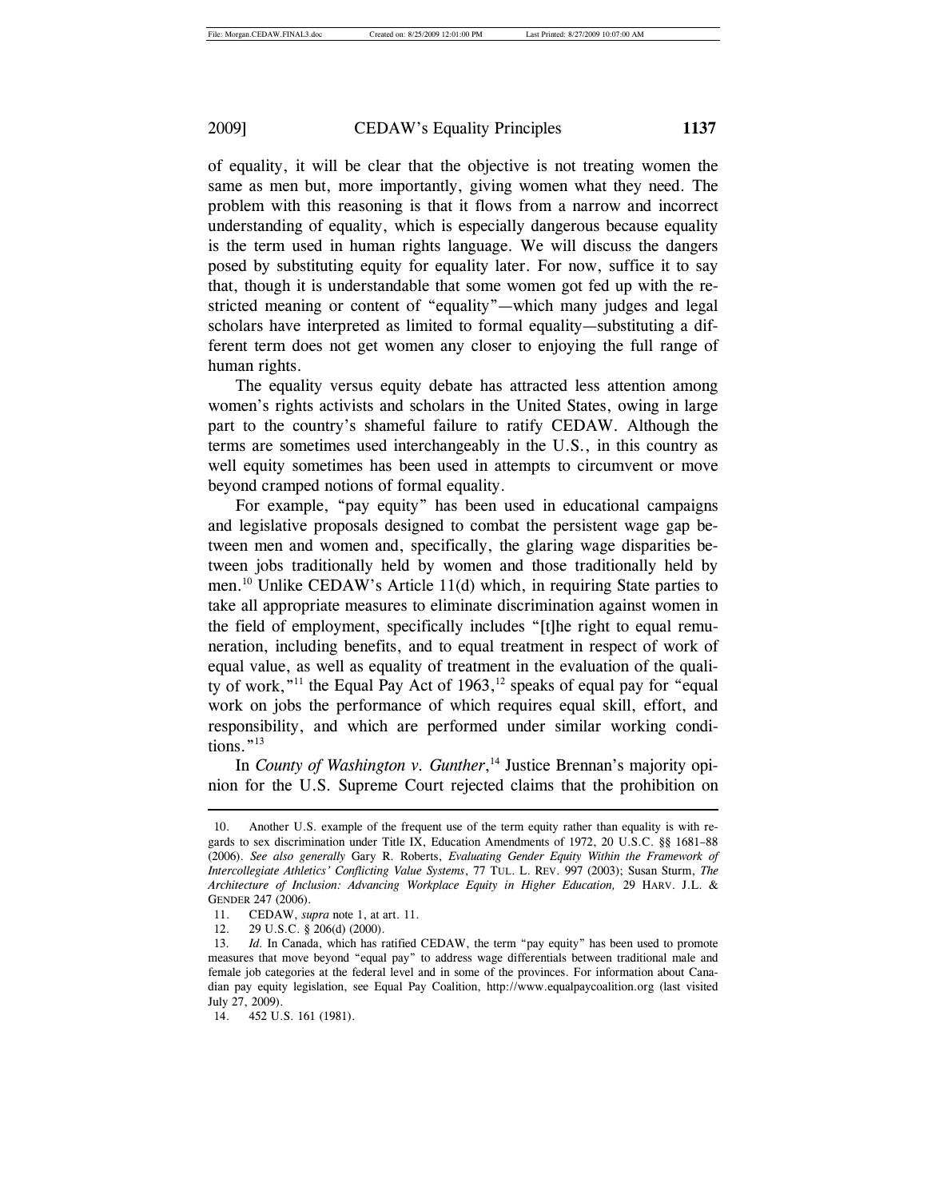of equality, it will be clear that the objective is not treating women the same as men but, more importantly, giving women what they need. The problem with this reasoning is that it flows from a narrow and incorrect understanding of equality, which is especially dangerous because equality is the term used in human rights language. We will discuss the dangers posed by substituting equity for equality later. For now, suffice it to say that, though it is understandable that some women got fed up with the restricted meaning or content of "equality"—which many judges and legal scholars have interpreted as limited to formal equality—substituting a different term does not get women any closer to enjoying the full range of human rights.

The equality versus equity debate has attracted less attention among women's rights activists and scholars in the United States, owing in large part to the country's shameful failure to ratify CEDAW. Although the terms are sometimes used interchangeably in the U.S., in this country as well equity sometimes has been used in attempts to circumvent or move beyond cramped notions of formal equality.

For example, "pay equity" has been used in educational campaigns and legislative proposals designed to combat the persistent wage gap between men and women and, specifically, the glaring wage disparities between jobs traditionally held by women and those traditionally held by men.[10] Unlike CEDAW's Article 11(d) which, in requiring State parties to take all appropriate measures to eliminate discrimination against women in the field of employment, specifically includes "[t]he right to equal remuneration, including benefits, and to equal treatment in respect of work of equal value, as well as equality of treatment in the evaluation of the quality of work,"[11] the Equal Pay Act of 1963,[12] speaks of equal pay for "equal work on jobs the performance of which requires equal skill, effort, and responsibility, and which are performed under similar working conditions."[13]

In *County of Washington v. Gunther*,[14] Justice Brennan's majority opinion for the U.S. Supreme Court rejected claims that the prohibition on

---

10. Another U.S. example of the frequent use of the term equity rather than equality is with regards to sex discrimination under Title IX, Education Amendments of 1972, 20 U.S.C. §§ 1681–88 (2006). *See also generally* Gary R. Roberts, *Evaluating Gender Equity Within the Framework of Intercollegiate Athletics' Conflicting Value Systems*, 77 TUL. L. REV. 997 (2003); Susan Sturm, *The Architecture of Inclusion: Advancing Workplace Equity in Higher Education,* 29 HARV. J.L. & GENDER 247 (2006).

11. CEDAW, *supra* note 1, at art. 11.

12. 29 U.S.C. § 206(d) (2000).

13. *Id.* In Canada, which has ratified CEDAW, the term "pay equity" has been used to promote measures that move beyond "equal pay" to address wage differentials between traditional male and female job categories at the federal level and in some of the provinces. For information about Canadian pay equity legislation, see Equal Pay Coalition, http://www.equalpaycoalition.org (last visited July 27, 2009).

14. 452 U.S. 161 (1981).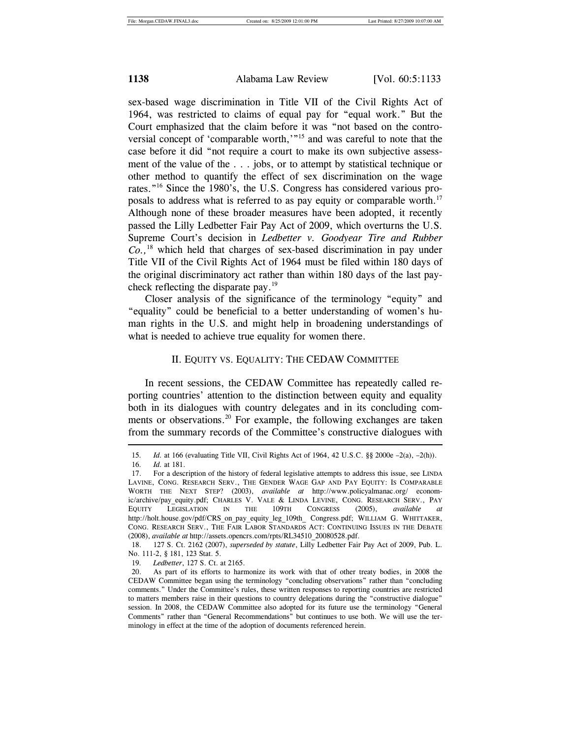sex-based wage discrimination in Title VII of the Civil Rights Act of 1964, was restricted to claims of equal pay for "equal work." But the Court emphasized that the claim before it was "not based on the controversial concept of 'comparable worth,'"[15] and was careful to note that the case before it did "not require a court to make its own subjective assessment of the value of the . . . jobs, or to attempt by statistical technique or other method to quantify the effect of sex discrimination on the wage rates."[16] Since the 1980's, the U.S. Congress has considered various proposals to address what is referred to as pay equity or comparable worth.[17] Although none of these broader measures have been adopted, it recently passed the Lilly Ledbetter Fair Pay Act of 2009, which overturns the U.S. Supreme Court's decision in *Ledbetter v. Goodyear Tire and Rubber Co.*,[18] which held that charges of sex-based discrimination in pay under Title VII of the Civil Rights Act of 1964 must be filed within 180 days of the original discriminatory act rather than within 180 days of the last paycheck reflecting the disparate pay.[19]

Closer analysis of the significance of the terminology "equity" and "equality" could be beneficial to a better understanding of women's human rights in the U.S. and might help in broadening understandings of what is needed to achieve true equality for women there.

## II. EQUITY VS. EQUALITY: THE CEDAW COMMITTEE

In recent sessions, the CEDAW Committee has repeatedly called reporting countries' attention to the distinction between equity and equality both in its dialogues with country delegates and in its concluding comments or observations.[20] For example, the following exchanges are taken from the summary records of the Committee's constructive dialogues with

---

15. *Id.* at 166 (evaluating Title VII, Civil Rights Act of 1964, 42 U.S.C. §§ 2000e –2(a), –2(h)).

16. *Id.* at 181.

17. For a description of the history of federal legislative attempts to address this issue, see LINDA LAVINE, CONG. RESEARCH SERV., THE GENDER WAGE GAP AND PAY EQUITY: IS COMPARABLE WORTH THE NEXT STEP? (2003), *available at* http://www.policyalmanac.org/ economic/archive/pay_equity.pdf; CHARLES V. VALE & LINDA LEVINE, CONG. RESEARCH SERV., PAY EQUITY LEGISLATION IN THE 109TH CONGRESS (2005), *available at* http://holt.house.gov/pdf/CRS_on_pay_equity_leg_109th_ Congress.pdf; WILLIAM G. WHITTAKER, CONG. RESEARCH SERV., THE FAIR LABOR STANDARDS ACT: CONTINUING ISSUES IN THE DEBATE (2008), *available at* http://assets.opencrs.com/rpts/RL34510_20080528.pdf.

18. 127 S. Ct. 2162 (2007), *superseded by statute*, Lilly Ledbetter Fair Pay Act of 2009, Pub. L. No. 111-2, § 181, 123 Stat. 5.

19. *Ledbetter*, 127 S. Ct. at 2165.

20. As part of its efforts to harmonize its work with that of other treaty bodies, in 2008 the CEDAW Committee began using the terminology "concluding observations" rather than "concluding comments." Under the Committee's rules, these written responses to reporting countries are restricted to matters members raise in their questions to country delegations during the "constructive dialogue" session. In 2008, the CEDAW Committee also adopted for its future use the terminology "General Comments" rather than "General Recommendations" but continues to use both. We will use the terminology in effect at the time of the adoption of documents referenced herein.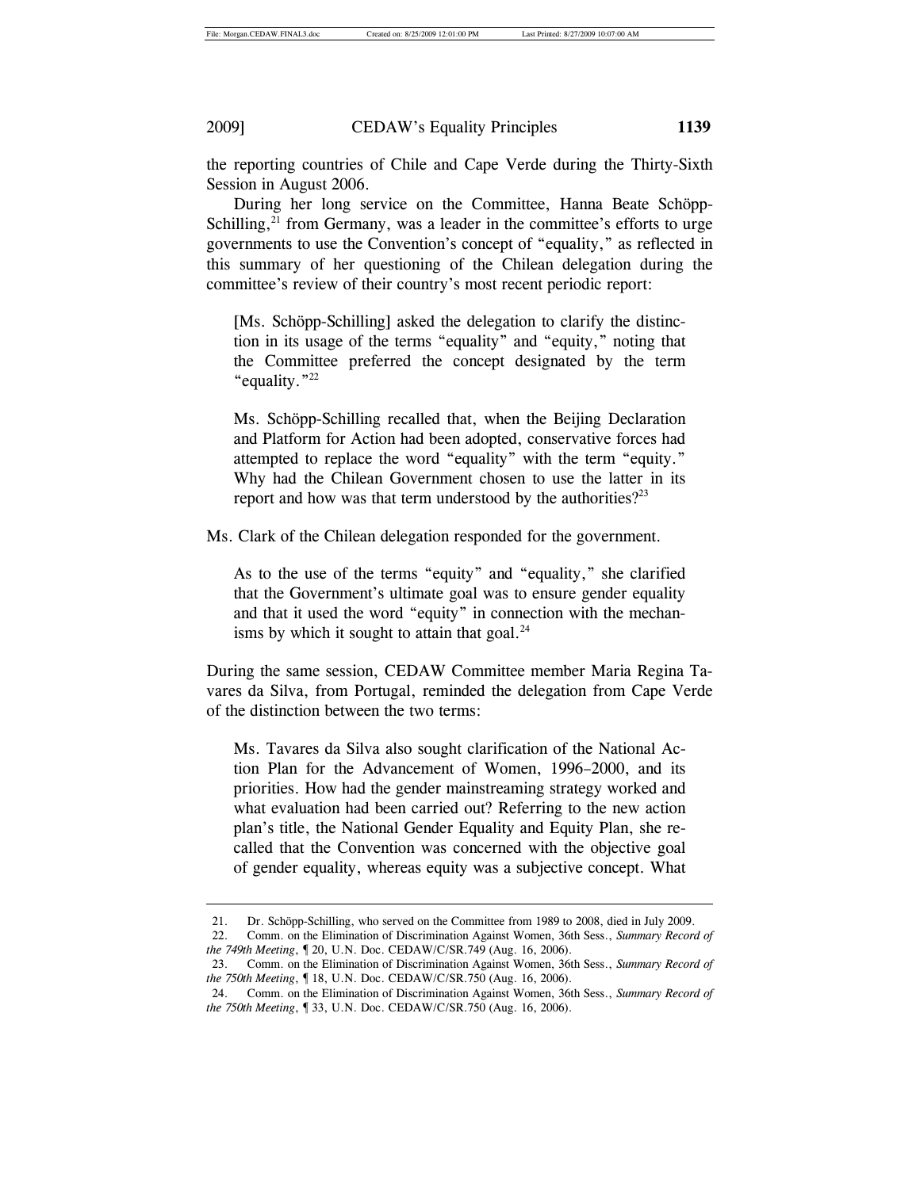the reporting countries of Chile and Cape Verde during the Thirty-Sixth Session in August 2006.

During her long service on the Committee, Hanna Beate Schöpp-Schilling,[21] from Germany, was a leader in the committee's efforts to urge governments to use the Convention's concept of "equality," as reflected in this summary of her questioning of the Chilean delegation during the committee's review of their country's most recent periodic report:

> [Ms. Schöpp-Schilling] asked the delegation to clarify the distinction in its usage of the terms "equality" and "equity," noting that the Committee preferred the concept designated by the term "equality."[22]
>
> Ms. Schöpp-Schilling recalled that, when the Beijing Declaration and Platform for Action had been adopted, conservative forces had attempted to replace the word "equality" with the term "equity." Why had the Chilean Government chosen to use the latter in its report and how was that term understood by the authorities?[23]

Ms. Clark of the Chilean delegation responded for the government.

> As to the use of the terms "equity" and "equality," she clarified that the Government's ultimate goal was to ensure gender equality and that it used the word "equity" in connection with the mechanisms by which it sought to attain that goal.[24]

During the same session, CEDAW Committee member Maria Regina Tavares da Silva, from Portugal, reminded the delegation from Cape Verde of the distinction between the two terms:

> Ms. Tavares da Silva also sought clarification of the National Action Plan for the Advancement of Women, 1996–2000, and its priorities. How had the gender mainstreaming strategy worked and what evaluation had been carried out? Referring to the new action plan's title, the National Gender Equality and Equity Plan, she recalled that the Convention was concerned with the objective goal of gender equality, whereas equity was a subjective concept. What

---

21. Dr. Schöpp-Schilling, who served on the Committee from 1989 to 2008, died in July 2009.

22. Comm. on the Elimination of Discrimination Against Women, 36th Sess., *Summary Record of the 749th Meeting*, ¶ 20, U.N. Doc. CEDAW/C/SR.749 (Aug. 16, 2006).

23. Comm. on the Elimination of Discrimination Against Women, 36th Sess., *Summary Record of the 750th Meeting*, ¶ 18, U.N. Doc. CEDAW/C/SR.750 (Aug. 16, 2006).

24. Comm. on the Elimination of Discrimination Against Women, 36th Sess., *Summary Record of the 750th Meeting*, ¶ 33, U.N. Doc. CEDAW/C/SR.750 (Aug. 16, 2006).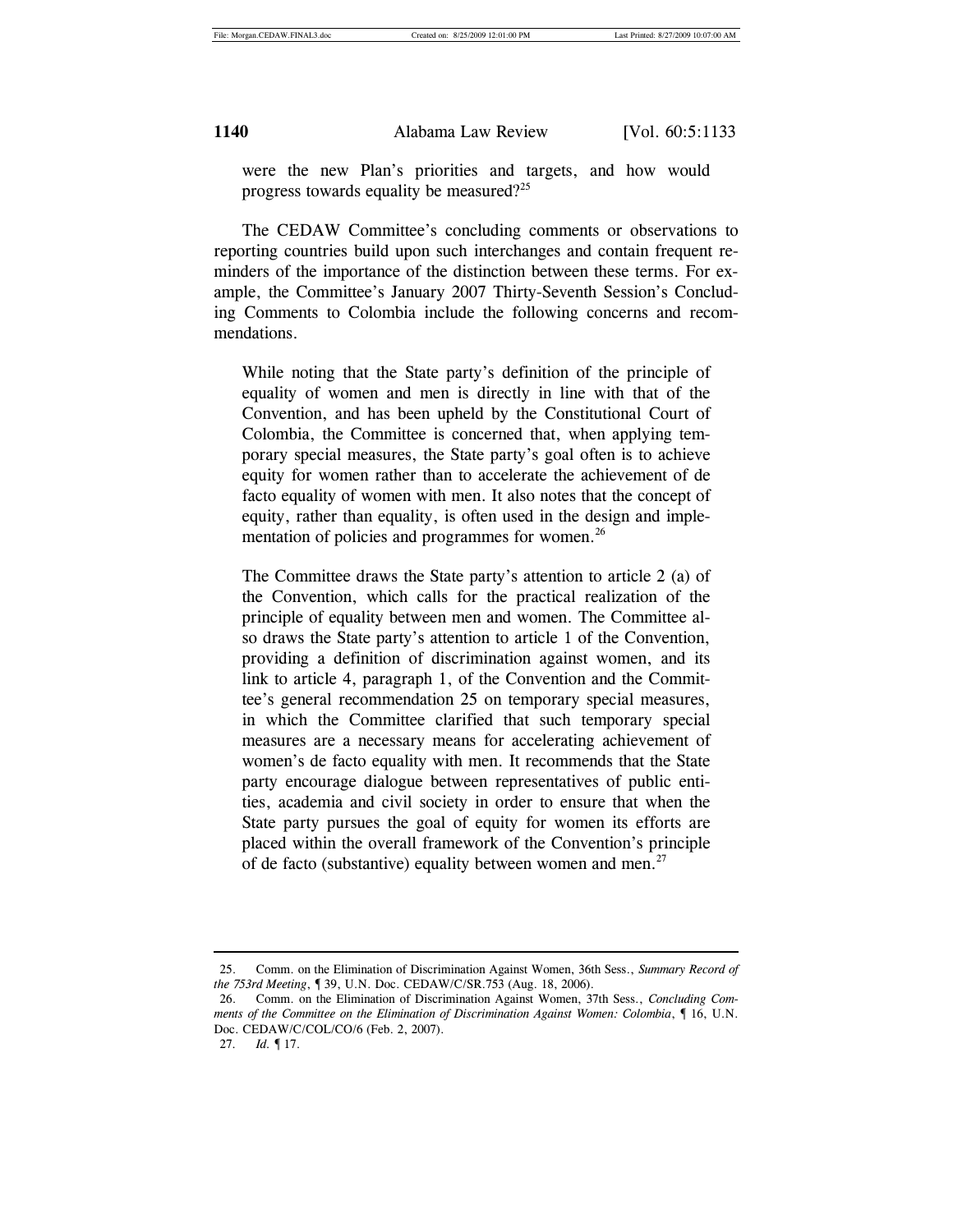> were the new Plan's priorities and targets, and how would progress towards equality be measured?[25]

The CEDAW Committee's concluding comments or observations to reporting countries build upon such interchanges and contain frequent reminders of the importance of the distinction between these terms. For example, the Committee's January 2007 Thirty-Seventh Session's Concluding Comments to Colombia include the following concerns and recommendations.

> While noting that the State party's definition of the principle of equality of women and men is directly in line with that of the Convention, and has been upheld by the Constitutional Court of Colombia, the Committee is concerned that, when applying temporary special measures, the State party's goal often is to achieve equity for women rather than to accelerate the achievement of de facto equality of women with men. It also notes that the concept of equity, rather than equality, is often used in the design and implementation of policies and programmes for women.[26]

> The Committee draws the State party's attention to article 2 (a) of the Convention, which calls for the practical realization of the principle of equality between men and women. The Committee also draws the State party's attention to article 1 of the Convention, providing a definition of discrimination against women, and its link to article 4, paragraph 1, of the Convention and the Committee's general recommendation 25 on temporary special measures, in which the Committee clarified that such temporary special measures are a necessary means for accelerating achievement of women's de facto equality with men. It recommends that the State party encourage dialogue between representatives of public entities, academia and civil society in order to ensure that when the State party pursues the goal of equity for women its efforts are placed within the overall framework of the Convention's principle of de facto (substantive) equality between women and men.[27]

---

25. Comm. on the Elimination of Discrimination Against Women, 36th Sess., *Summary Record of the 753rd Meeting*, ¶ 39, U.N. Doc. CEDAW/C/SR.753 (Aug. 18, 2006).

26. Comm. on the Elimination of Discrimination Against Women, 37th Sess., *Concluding Comments of the Committee on the Elimination of Discrimination Against Women: Colombia*, ¶ 16, U.N. Doc. CEDAW/C/COL/CO/6 (Feb. 2, 2007).

27. *Id.* ¶ 17.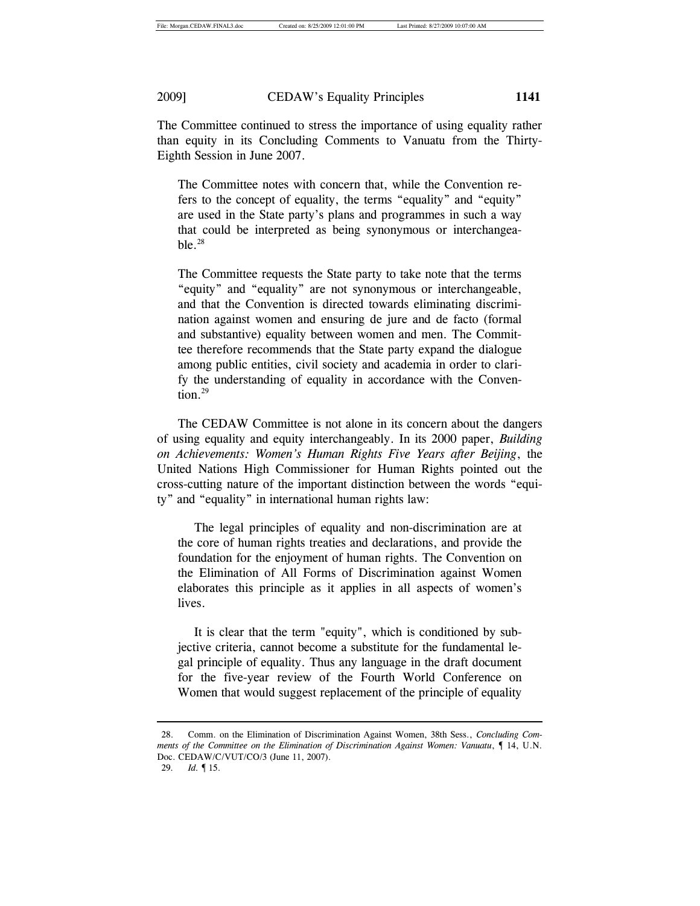The Committee continued to stress the importance of using equality rather than equity in its Concluding Comments to Vanuatu from the Thirty-Eighth Session in June 2007.

> The Committee notes with concern that, while the Convention refers to the concept of equality, the terms "equality" and "equity" are used in the State party's plans and programmes in such a way that could be interpreted as being synonymous or interchangeable.[28]
>
> The Committee requests the State party to take note that the terms "equity" and "equality" are not synonymous or interchangeable, and that the Convention is directed towards eliminating discrimination against women and ensuring de jure and de facto (formal and substantive) equality between women and men. The Committee therefore recommends that the State party expand the dialogue among public entities, civil society and academia in order to clarify the understanding of equality in accordance with the Convention.[29]

The CEDAW Committee is not alone in its concern about the dangers of using equality and equity interchangeably. In its 2000 paper, *Building on Achievements: Women's Human Rights Five Years after Beijing*, the United Nations High Commissioner for Human Rights pointed out the cross-cutting nature of the important distinction between the words "equity" and "equality" in international human rights law:

> The legal principles of equality and non-discrimination are at the core of human rights treaties and declarations, and provide the foundation for the enjoyment of human rights. The Convention on the Elimination of All Forms of Discrimination against Women elaborates this principle as it applies in all aspects of women's lives.
>
> It is clear that the term "equity", which is conditioned by subjective criteria, cannot become a substitute for the fundamental legal principle of equality. Thus any language in the draft document for the five-year review of the Fourth World Conference on Women that would suggest replacement of the principle of equality

---

28. Comm. on the Elimination of Discrimination Against Women, 38th Sess., *Concluding Comments of the Committee on the Elimination of Discrimination Against Women: Vanuatu*, ¶ 14, U.N. Doc. CEDAW/C/VUT/CO/3 (June 11, 2007).

29. *Id.* ¶ 15.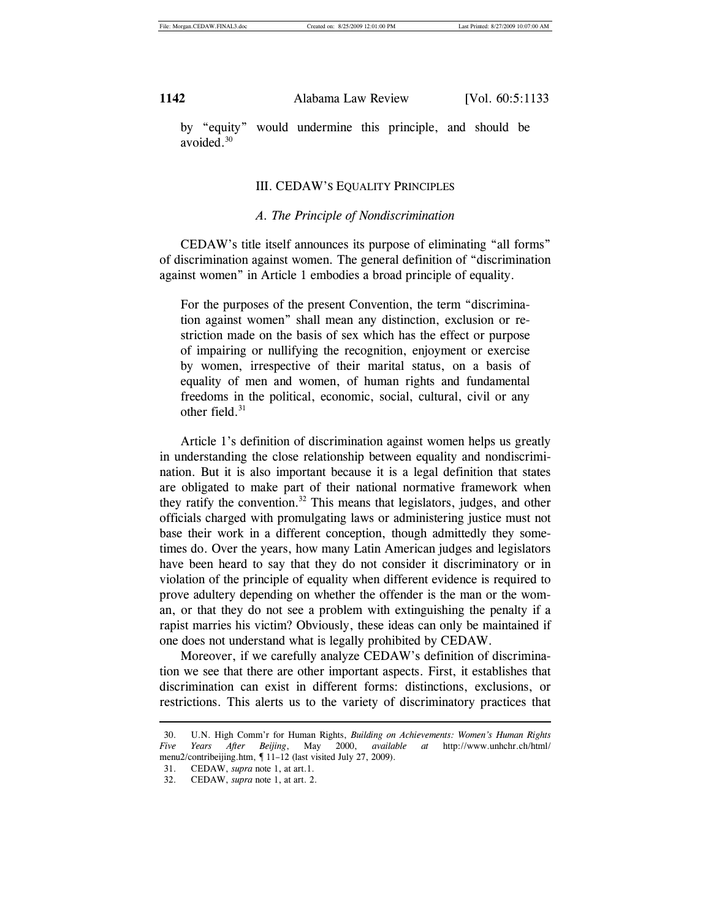by "equity" would undermine this principle, and should be avoided.[30]

## III. CEDAW'S EQUALITY PRINCIPLES

### *A. The Principle of Nondiscrimination*

CEDAW's title itself announces its purpose of eliminating "all forms" of discrimination against women. The general definition of "discrimination against women" in Article 1 embodies a broad principle of equality.

> For the purposes of the present Convention, the term "discrimination against women" shall mean any distinction, exclusion or restriction made on the basis of sex which has the effect or purpose of impairing or nullifying the recognition, enjoyment or exercise by women, irrespective of their marital status, on a basis of equality of men and women, of human rights and fundamental freedoms in the political, economic, social, cultural, civil or any other field.[31]

Article 1's definition of discrimination against women helps us greatly in understanding the close relationship between equality and nondiscrimination. But it is also important because it is a legal definition that states are obligated to make part of their national normative framework when they ratify the convention.[32] This means that legislators, judges, and other officials charged with promulgating laws or administering justice must not base their work in a different conception, though admittedly they sometimes do. Over the years, how many Latin American judges and legislators have been heard to say that they do not consider it discriminatory or in violation of the principle of equality when different evidence is required to prove adultery depending on whether the offender is the man or the woman, or that they do not see a problem with extinguishing the penalty if a rapist marries his victim? Obviously, these ideas can only be maintained if one does not understand what is legally prohibited by CEDAW.

Moreover, if we carefully analyze CEDAW's definition of discrimination we see that there are other important aspects. First, it establishes that discrimination can exist in different forms: distinctions, exclusions, or restrictions. This alerts us to the variety of discriminatory practices that

---

30. U.N. High Comm'r for Human Rights, *Building on Achievements: Women's Human Rights Five Years After Beijing*, May 2000, *available at* http://www.unhchr.ch/html/menu2/contribeijing.htm, ¶ 11–12 (last visited July 27, 2009).

31. CEDAW, *supra* note 1, at art.1.

32. CEDAW, *supra* note 1, at art. 2.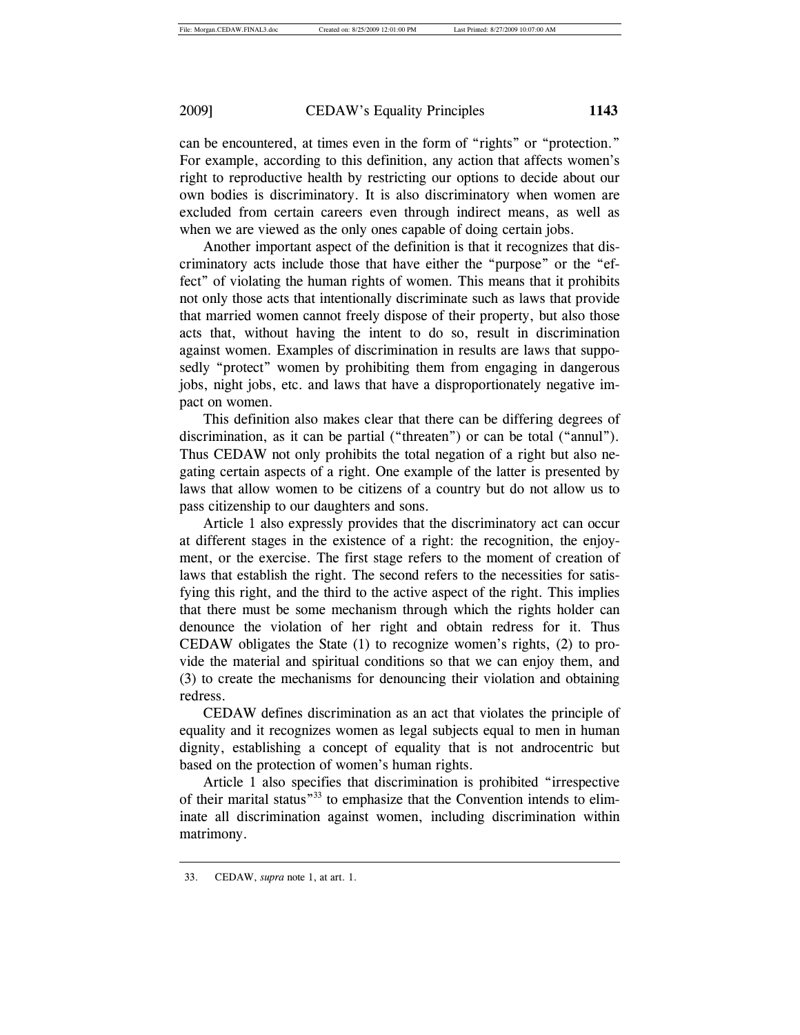can be encountered, at times even in the form of "rights" or "protection." For example, according to this definition, any action that affects women's right to reproductive health by restricting our options to decide about our own bodies is discriminatory. It is also discriminatory when women are excluded from certain careers even through indirect means, as well as when we are viewed as the only ones capable of doing certain jobs.

Another important aspect of the definition is that it recognizes that discriminatory acts include those that have either the "purpose" or the "effect" of violating the human rights of women. This means that it prohibits not only those acts that intentionally discriminate such as laws that provide that married women cannot freely dispose of their property, but also those acts that, without having the intent to do so, result in discrimination against women. Examples of discrimination in results are laws that supposedly "protect" women by prohibiting them from engaging in dangerous jobs, night jobs, etc. and laws that have a disproportionately negative impact on women.

This definition also makes clear that there can be differing degrees of discrimination, as it can be partial ("threaten") or can be total ("annul"). Thus CEDAW not only prohibits the total negation of a right but also negating certain aspects of a right. One example of the latter is presented by laws that allow women to be citizens of a country but do not allow us to pass citizenship to our daughters and sons.

Article 1 also expressly provides that the discriminatory act can occur at different stages in the existence of a right: the recognition, the enjoyment, or the exercise. The first stage refers to the moment of creation of laws that establish the right. The second refers to the necessities for satisfying this right, and the third to the active aspect of the right. This implies that there must be some mechanism through which the rights holder can denounce the violation of her right and obtain redress for it. Thus CEDAW obligates the State (1) to recognize women's rights, (2) to provide the material and spiritual conditions so that we can enjoy them, and (3) to create the mechanisms for denouncing their violation and obtaining redress.

CEDAW defines discrimination as an act that violates the principle of equality and it recognizes women as legal subjects equal to men in human dignity, establishing a concept of equality that is not androcentric but based on the protection of women's human rights.

Article 1 also specifies that discrimination is prohibited "irrespective of their marital status"[33] to emphasize that the Convention intends to eliminate all discrimination against women, including discrimination within matrimony.

33. CEDAW, *supra* note 1, at art. 1.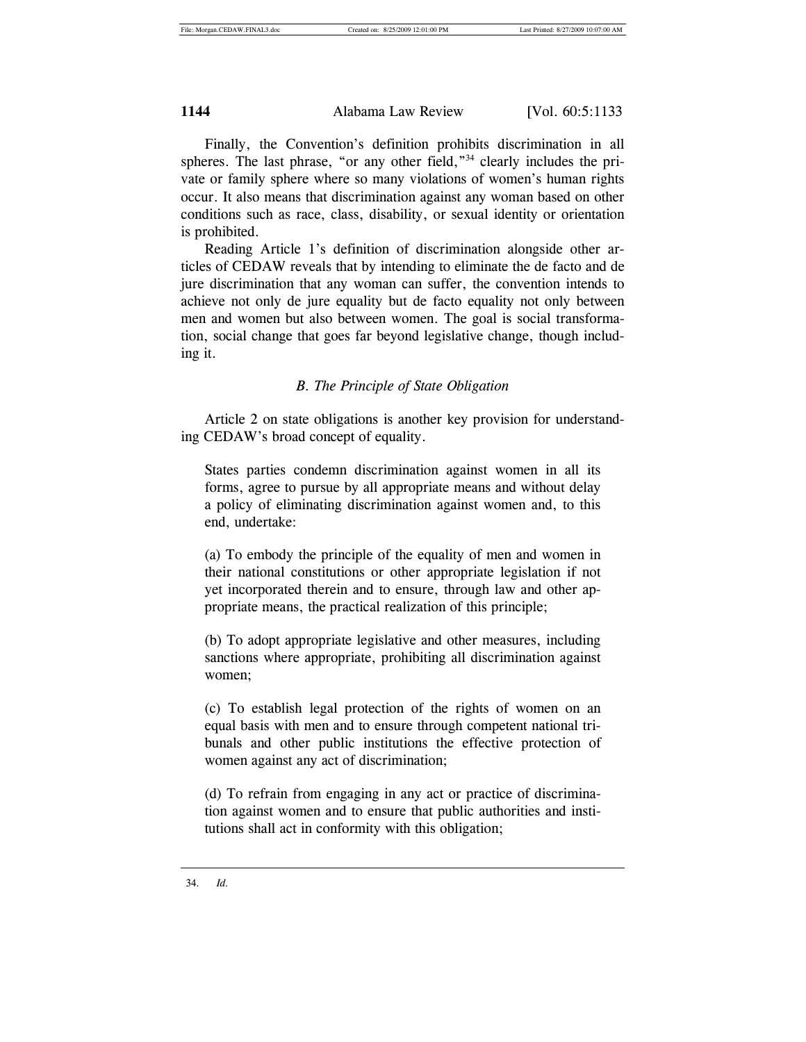Finally, the Convention's definition prohibits discrimination in all spheres. The last phrase, "or any other field,"[34] clearly includes the private or family sphere where so many violations of women's human rights occur. It also means that discrimination against any woman based on other conditions such as race, class, disability, or sexual identity or orientation is prohibited.

Reading Article 1's definition of discrimination alongside other articles of CEDAW reveals that by intending to eliminate the de facto and de jure discrimination that any woman can suffer, the convention intends to achieve not only de jure equality but de facto equality not only between men and women but also between women. The goal is social transformation, social change that goes far beyond legislative change, though including it.

### *B. The Principle of State Obligation*

Article 2 on state obligations is another key provision for understanding CEDAW's broad concept of equality.

> States parties condemn discrimination against women in all its forms, agree to pursue by all appropriate means and without delay a policy of eliminating discrimination against women and, to this end, undertake:
>
> (a) To embody the principle of the equality of men and women in their national constitutions or other appropriate legislation if not yet incorporated therein and to ensure, through law and other appropriate means, the practical realization of this principle;
>
> (b) To adopt appropriate legislative and other measures, including sanctions where appropriate, prohibiting all discrimination against women;
>
> (c) To establish legal protection of the rights of women on an equal basis with men and to ensure through competent national tribunals and other public institutions the effective protection of women against any act of discrimination;
>
> (d) To refrain from engaging in any act or practice of discrimination against women and to ensure that public authorities and institutions shall act in conformity with this obligation;

---

34. *Id.*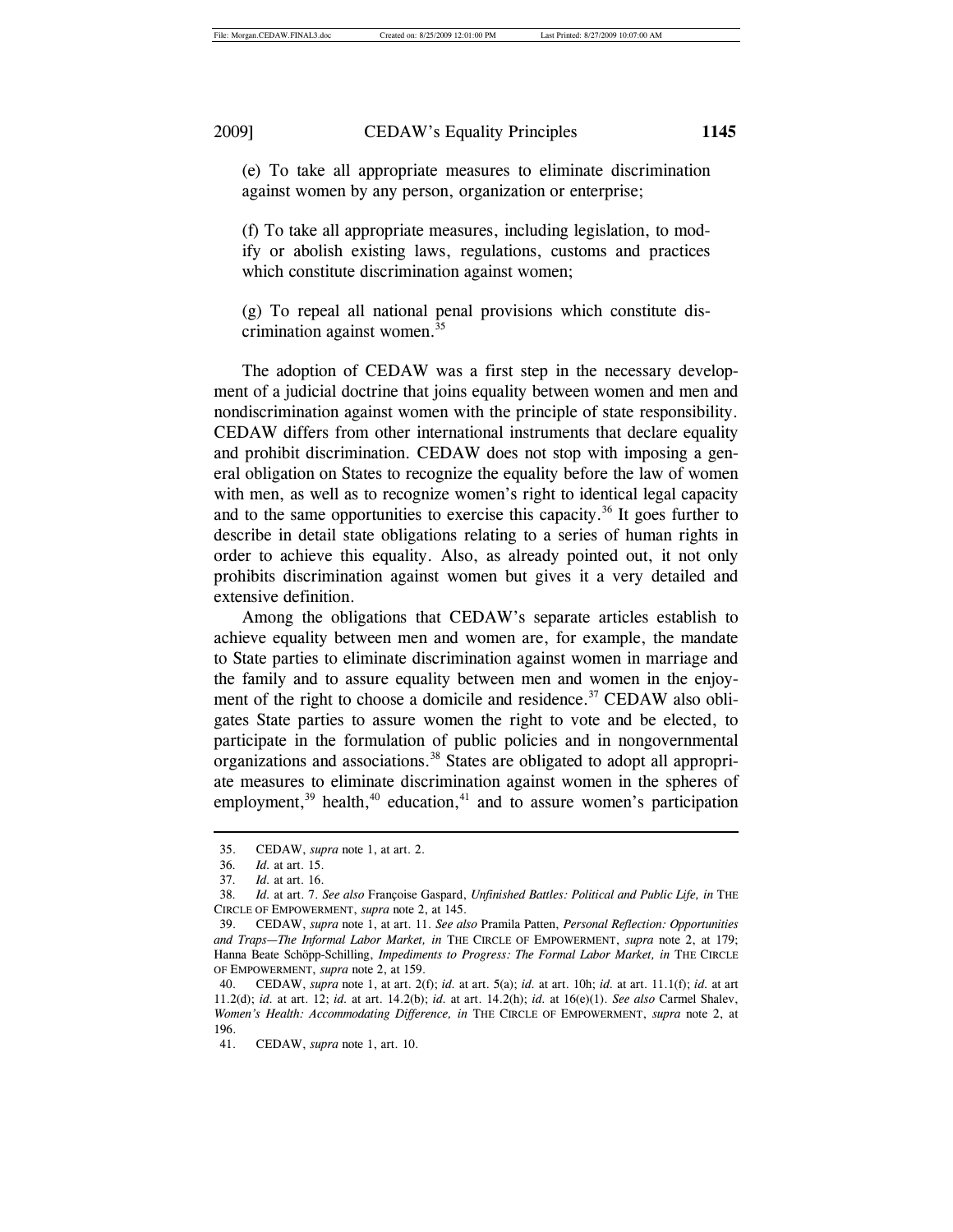(e) To take all appropriate measures to eliminate discrimination against women by any person, organization or enterprise;

(f) To take all appropriate measures, including legislation, to modify or abolish existing laws, regulations, customs and practices which constitute discrimination against women;

(g) To repeal all national penal provisions which constitute discrimination against women.[35]

The adoption of CEDAW was a first step in the necessary development of a judicial doctrine that joins equality between women and men and nondiscrimination against women with the principle of state responsibility. CEDAW differs from other international instruments that declare equality and prohibit discrimination. CEDAW does not stop with imposing a general obligation on States to recognize the equality before the law of women with men, as well as to recognize women's right to identical legal capacity and to the same opportunities to exercise this capacity.[36] It goes further to describe in detail state obligations relating to a series of human rights in order to achieve this equality. Also, as already pointed out, it not only prohibits discrimination against women but gives it a very detailed and extensive definition.

Among the obligations that CEDAW's separate articles establish to achieve equality between men and women are, for example, the mandate to State parties to eliminate discrimination against women in marriage and the family and to assure equality between men and women in the enjoyment of the right to choose a domicile and residence.[37] CEDAW also obligates State parties to assure women the right to vote and be elected, to participate in the formulation of public policies and in nongovernmental organizations and associations.[38] States are obligated to adopt all appropriate measures to eliminate discrimination against women in the spheres of employment,[39] health,[40] education,[41] and to assure women's participation

---

35. CEDAW, *supra* note 1, at art. 2.

36. *Id.* at art. 15.

37. *Id.* at art. 16.

38. *Id.* at art. 7. *See also* Françoise Gaspard, *Unfinished Battles: Political and Public Life, in* THE CIRCLE OF EMPOWERMENT, *supra* note 2, at 145.

39. CEDAW, *supra* note 1, at art. 11. *See also* Pramila Patten, *Personal Reflection: Opportunities and Traps—The Informal Labor Market, in* THE CIRCLE OF EMPOWERMENT, *supra* note 2, at 179; Hanna Beate Schöpp-Schilling, *Impediments to Progress: The Formal Labor Market, in* THE CIRCLE OF EMPOWERMENT, *supra* note 2, at 159.

40. CEDAW, *supra* note 1, at art. 2(f); *id.* at art. 5(a); *id.* at art. 10h; *id.* at art. 11.1(f); *id.* at art 11.2(d); *id.* at art. 12; *id.* at art. 14.2(b); *id.* at art. 14.2(h); *id.* at 16(e)(1). *See also* Carmel Shalev, *Women's Health: Accommodating Difference, in* THE CIRCLE OF EMPOWERMENT, *supra* note 2, at 196.

41. CEDAW, *supra* note 1, art. 10.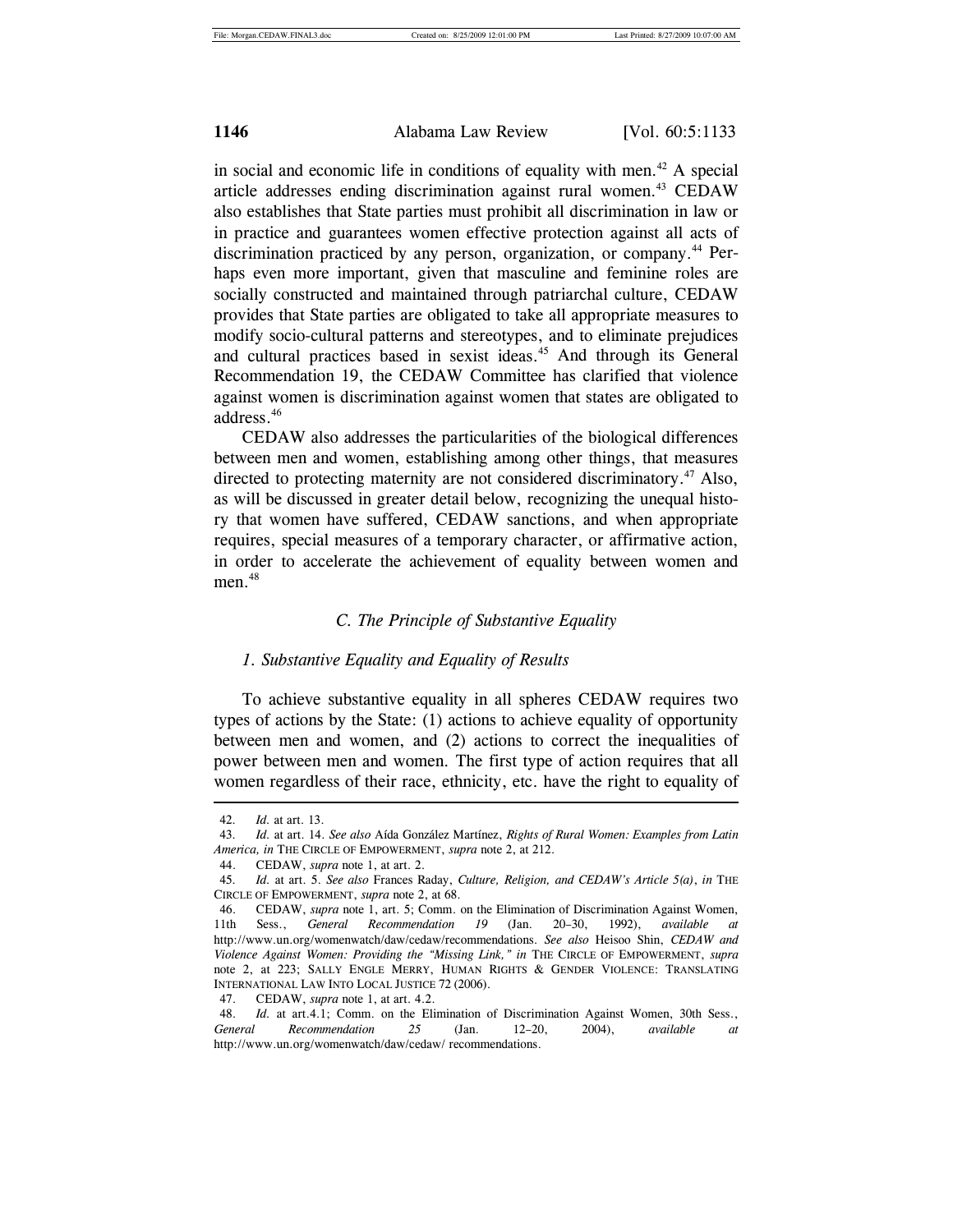in social and economic life in conditions of equality with men.[42] A special article addresses ending discrimination against rural women.[43] CEDAW also establishes that State parties must prohibit all discrimination in law or in practice and guarantees women effective protection against all acts of discrimination practiced by any person, organization, or company.[44] Perhaps even more important, given that masculine and feminine roles are socially constructed and maintained through patriarchal culture, CEDAW provides that State parties are obligated to take all appropriate measures to modify socio-cultural patterns and stereotypes, and to eliminate prejudices and cultural practices based in sexist ideas.[45] And through its General Recommendation 19, the CEDAW Committee has clarified that violence against women is discrimination against women that states are obligated to address.[46]

CEDAW also addresses the particularities of the biological differences between men and women, establishing among other things, that measures directed to protecting maternity are not considered discriminatory.[47] Also, as will be discussed in greater detail below, recognizing the unequal history that women have suffered, CEDAW sanctions, and when appropriate requires, special measures of a temporary character, or affirmative action, in order to accelerate the achievement of equality between women and men.[48]

### *C. The Principle of Substantive Equality*

#### *1. Substantive Equality and Equality of Results*

To achieve substantive equality in all spheres CEDAW requires two types of actions by the State: (1) actions to achieve equality of opportunity between men and women, and (2) actions to correct the inequalities of power between men and women. The first type of action requires that all women regardless of their race, ethnicity, etc. have the right to equality of

---

42. *Id.* at art. 13.

43. *Id.* at art. 14. *See also* Aída González Martínez, *Rights of Rural Women: Examples from Latin America, in* THE CIRCLE OF EMPOWERMENT, *supra* note 2, at 212.

44. CEDAW, *supra* note 1, at art. 2.

45. *Id.* at art. 5. *See also* Frances Raday, *Culture, Religion, and CEDAW's Article 5(a)*, *in* THE CIRCLE OF EMPOWERMENT, *supra* note 2, at 68.

46. CEDAW, *supra* note 1, art. 5; Comm. on the Elimination of Discrimination Against Women, 11th Sess., *General Recommendation 19* (Jan. 20–30, 1992), *available at* http://www.un.org/womenwatch/daw/cedaw/recommendations. *See also* Heisoo Shin, *CEDAW and Violence Against Women: Providing the "Missing Link," in* THE CIRCLE OF EMPOWERMENT, *supra* note 2, at 223; SALLY ENGLE MERRY, HUMAN RIGHTS & GENDER VIOLENCE: TRANSLATING INTERNATIONAL LAW INTO LOCAL JUSTICE 72 (2006).

47. CEDAW, *supra* note 1, at art. 4.2.

48. *Id.* at art.4.1; Comm. on the Elimination of Discrimination Against Women, 30th Sess., *General Recommendation 25* (Jan. 12–20, 2004), *available at* http://www.un.org/womenwatch/daw/cedaw/ recommendations.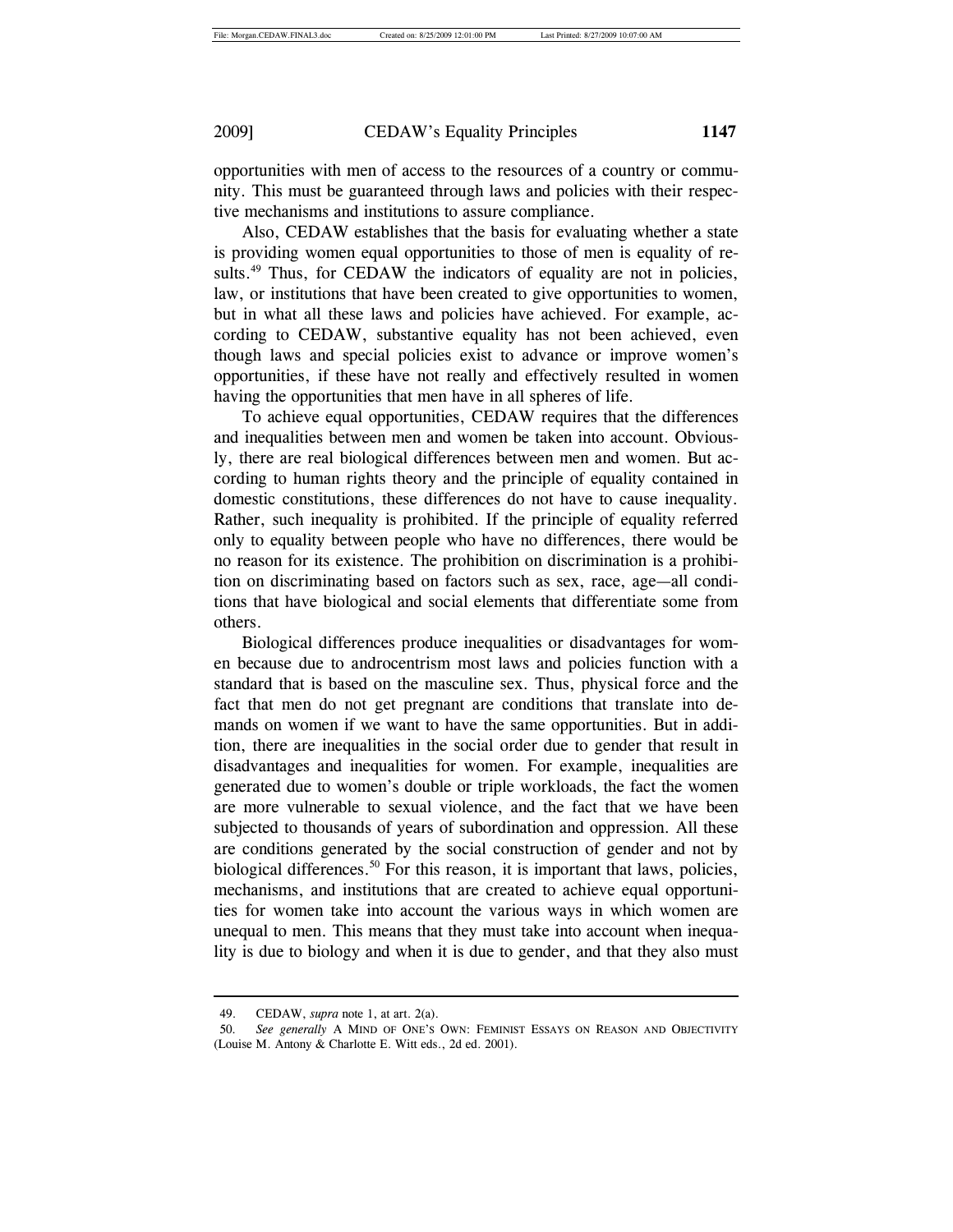opportunities with men of access to the resources of a country or community. This must be guaranteed through laws and policies with their respective mechanisms and institutions to assure compliance.

Also, CEDAW establishes that the basis for evaluating whether a state is providing women equal opportunities to those of men is equality of results.[49] Thus, for CEDAW the indicators of equality are not in policies, law, or institutions that have been created to give opportunities to women, but in what all these laws and policies have achieved. For example, according to CEDAW, substantive equality has not been achieved, even though laws and special policies exist to advance or improve women's opportunities, if these have not really and effectively resulted in women having the opportunities that men have in all spheres of life.

To achieve equal opportunities, CEDAW requires that the differences and inequalities between men and women be taken into account. Obviously, there are real biological differences between men and women. But according to human rights theory and the principle of equality contained in domestic constitutions, these differences do not have to cause inequality. Rather, such inequality is prohibited. If the principle of equality referred only to equality between people who have no differences, there would be no reason for its existence. The prohibition on discrimination is a prohibition on discriminating based on factors such as sex, race, age—all conditions that have biological and social elements that differentiate some from others.

Biological differences produce inequalities or disadvantages for women because due to androcentrism most laws and policies function with a standard that is based on the masculine sex. Thus, physical force and the fact that men do not get pregnant are conditions that translate into demands on women if we want to have the same opportunities. But in addition, there are inequalities in the social order due to gender that result in disadvantages and inequalities for women. For example, inequalities are generated due to women's double or triple workloads, the fact the women are more vulnerable to sexual violence, and the fact that we have been subjected to thousands of years of subordination and oppression. All these are conditions generated by the social construction of gender and not by biological differences.[50] For this reason, it is important that laws, policies, mechanisms, and institutions that are created to achieve equal opportunities for women take into account the various ways in which women are unequal to men. This means that they must take into account when inequality is due to biology and when it is due to gender, and that they also must

---

49. CEDAW, *supra* note 1, at art. 2(a).

50. *See generally* A MIND OF ONE'S OWN: FEMINIST ESSAYS ON REASON AND OBJECTIVITY (Louise M. Antony & Charlotte E. Witt eds., 2d ed. 2001).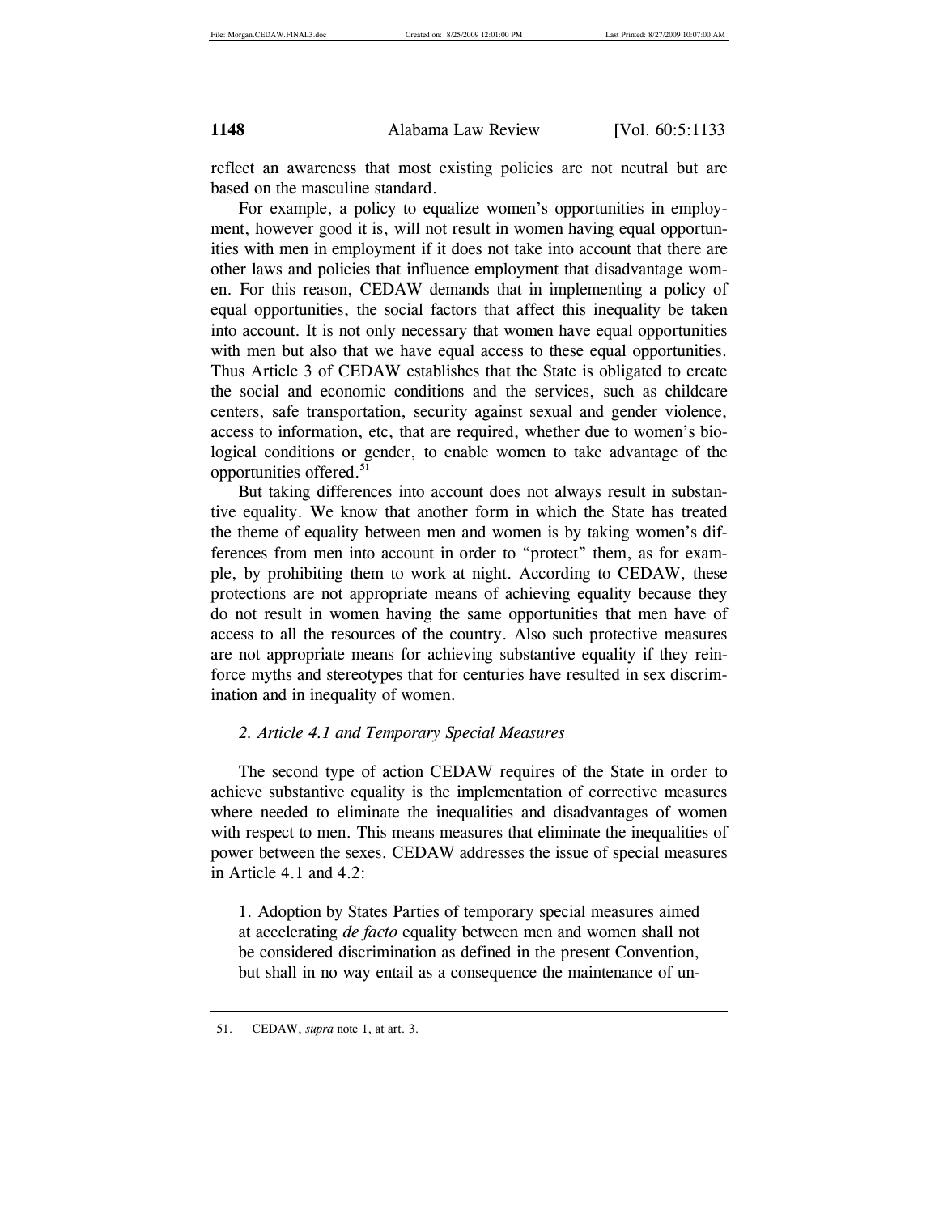reflect an awareness that most existing policies are not neutral but are based on the masculine standard.

For example, a policy to equalize women's opportunities in employment, however good it is, will not result in women having equal opportunities with men in employment if it does not take into account that there are other laws and policies that influence employment that disadvantage women. For this reason, CEDAW demands that in implementing a policy of equal opportunities, the social factors that affect this inequality be taken into account. It is not only necessary that women have equal opportunities with men but also that we have equal access to these equal opportunities. Thus Article 3 of CEDAW establishes that the State is obligated to create the social and economic conditions and the services, such as childcare centers, safe transportation, security against sexual and gender violence, access to information, etc, that are required, whether due to women's biological conditions or gender, to enable women to take advantage of the opportunities offered.[51]

But taking differences into account does not always result in substantive equality. We know that another form in which the State has treated the theme of equality between men and women is by taking women's differences from men into account in order to "protect" them, as for example, by prohibiting them to work at night. According to CEDAW, these protections are not appropriate means of achieving equality because they do not result in women having the same opportunities that men have of access to all the resources of the country. Also such protective measures are not appropriate means for achieving substantive equality if they reinforce myths and stereotypes that for centuries have resulted in sex discrimination and in inequality of women.

#### *2. Article 4.1 and Temporary Special Measures*

The second type of action CEDAW requires of the State in order to achieve substantive equality is the implementation of corrective measures where needed to eliminate the inequalities and disadvantages of women with respect to men. This means measures that eliminate the inequalities of power between the sexes. CEDAW addresses the issue of special measures in Article 4.1 and 4.2:

> 1. Adoption by States Parties of temporary special measures aimed at accelerating *de facto* equality between men and women shall not be considered discrimination as defined in the present Convention, but shall in no way entail as a consequence the maintenance of un-

51. CEDAW, *supra* note 1, at art. 3.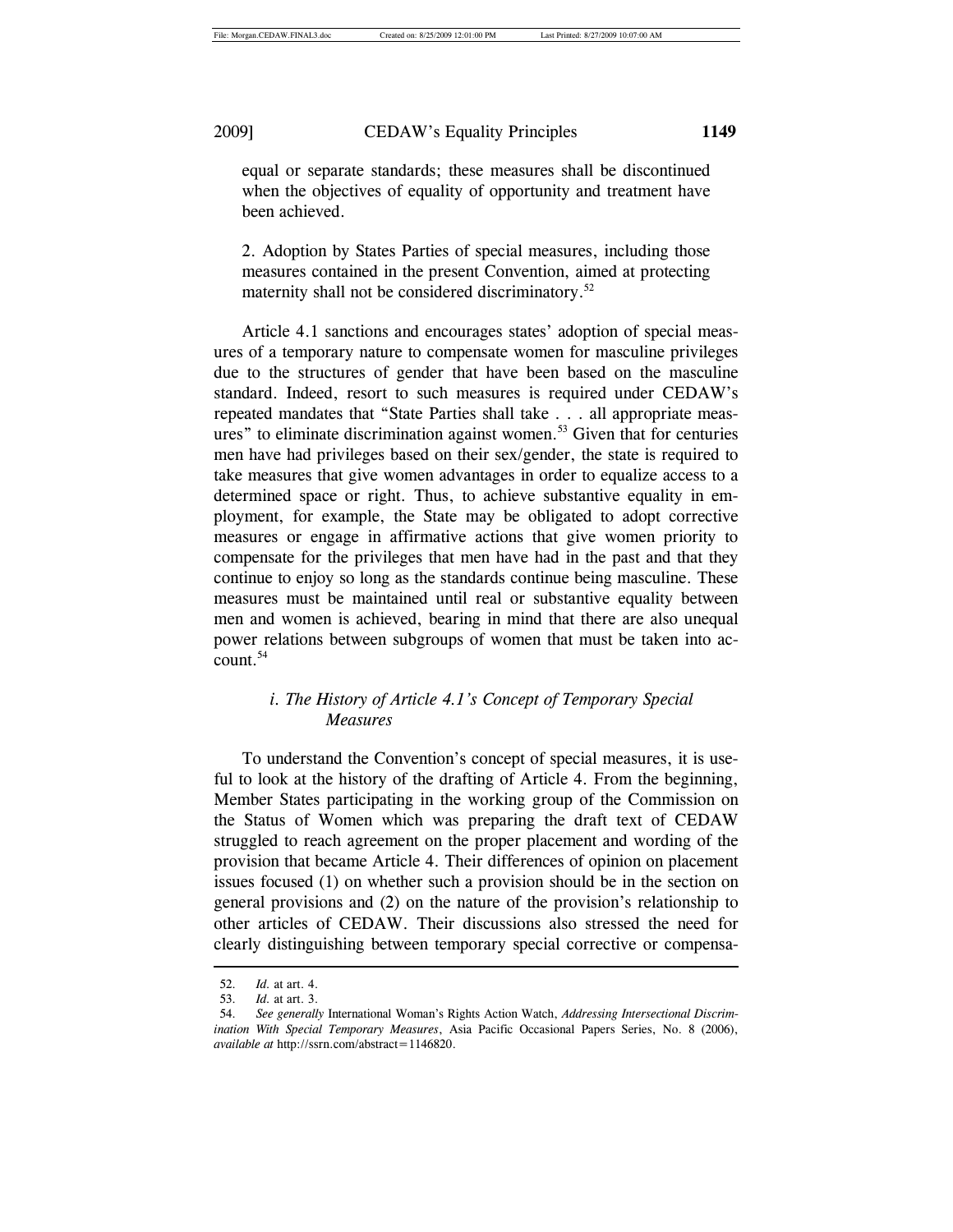> equal or separate standards; these measures shall be discontinued when the objectives of equality of opportunity and treatment have been achieved.
>
> 2. Adoption by States Parties of special measures, including those measures contained in the present Convention, aimed at protecting maternity shall not be considered discriminatory.[52]

Article 4.1 sanctions and encourages states' adoption of special measures of a temporary nature to compensate women for masculine privileges due to the structures of gender that have been based on the masculine standard. Indeed, resort to such measures is required under CEDAW's repeated mandates that "State Parties shall take . . . all appropriate measures" to eliminate discrimination against women.[53] Given that for centuries men have had privileges based on their sex/gender, the state is required to take measures that give women advantages in order to equalize access to a determined space or right. Thus, to achieve substantive equality in employment, for example, the State may be obligated to adopt corrective measures or engage in affirmative actions that give women priority to compensate for the privileges that men have had in the past and that they continue to enjoy so long as the standards continue being masculine. These measures must be maintained until real or substantive equality between men and women is achieved, bearing in mind that there are also unequal power relations between subgroups of women that must be taken into account.[54]

#### *i. The History of Article 4.1's Concept of Temporary Special Measures*

To understand the Convention's concept of special measures, it is useful to look at the history of the drafting of Article 4. From the beginning, Member States participating in the working group of the Commission on the Status of Women which was preparing the draft text of CEDAW struggled to reach agreement on the proper placement and wording of the provision that became Article 4. Their differences of opinion on placement issues focused (1) on whether such a provision should be in the section on general provisions and (2) on the nature of the provision's relationship to other articles of CEDAW. Their discussions also stressed the need for clearly distinguishing between temporary special corrective or compensa-

---

52. *Id.* at art. 4.

53. *Id.* at art. 3.

54. *See generally* International Woman's Rights Action Watch, *Addressing Intersectional Discrimination With Special Temporary Measures*, Asia Pacific Occasional Papers Series, No. 8 (2006), *available at* http://ssrn.com/abstract=1146820.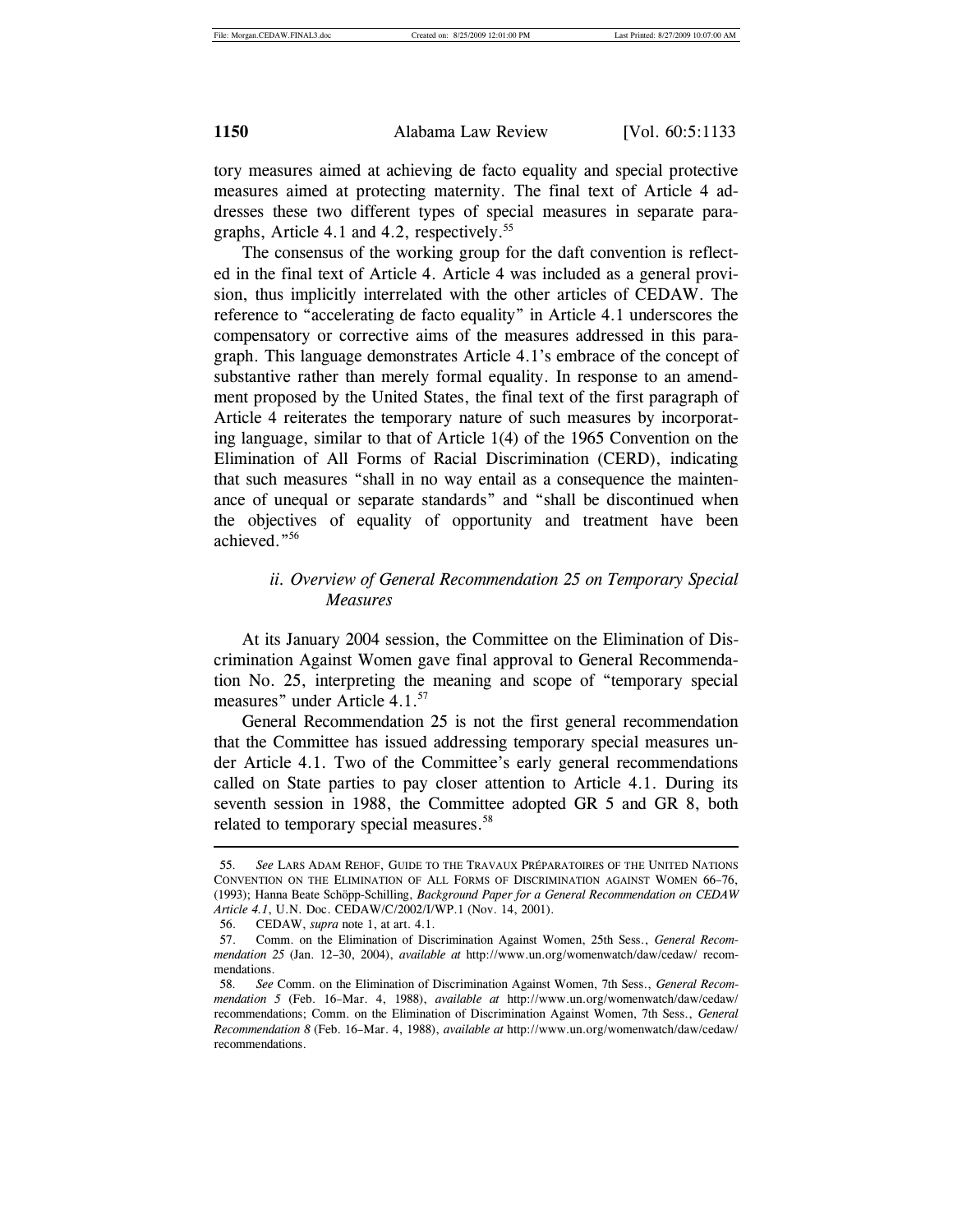tory measures aimed at achieving de facto equality and special protective measures aimed at protecting maternity. The final text of Article 4 addresses these two different types of special measures in separate paragraphs, Article 4.1 and 4.2, respectively.[55]

The consensus of the working group for the daft convention is reflected in the final text of Article 4. Article 4 was included as a general provision, thus implicitly interrelated with the other articles of CEDAW. The reference to "accelerating de facto equality" in Article 4.1 underscores the compensatory or corrective aims of the measures addressed in this paragraph. This language demonstrates Article 4.1's embrace of the concept of substantive rather than merely formal equality. In response to an amendment proposed by the United States, the final text of the first paragraph of Article 4 reiterates the temporary nature of such measures by incorporating language, similar to that of Article 1(4) of the 1965 Convention on the Elimination of All Forms of Racial Discrimination (CERD), indicating that such measures "shall in no way entail as a consequence the maintenance of unequal or separate standards" and "shall be discontinued when the objectives of equality of opportunity and treatment have been achieved."[56]

### *ii. Overview of General Recommendation 25 on Temporary Special Measures*

At its January 2004 session, the Committee on the Elimination of Discrimination Against Women gave final approval to General Recommendation No. 25, interpreting the meaning and scope of "temporary special measures" under Article 4.1.[57]

General Recommendation 25 is not the first general recommendation that the Committee has issued addressing temporary special measures under Article 4.1. Two of the Committee's early general recommendations called on State parties to pay closer attention to Article 4.1. During its seventh session in 1988, the Committee adopted GR 5 and GR 8, both related to temporary special measures.[58]

---

55. *See* LARS ADAM REHOF, GUIDE TO THE TRAVAUX PRÉPARATOIRES OF THE UNITED NATIONS CONVENTION ON THE ELIMINATION OF ALL FORMS OF DISCRIMINATION AGAINST WOMEN 66–76, (1993); Hanna Beate Schöpp-Schilling, *Background Paper for a General Recommendation on CEDAW Article 4.1*, U.N. Doc. CEDAW/C/2002/I/WP.1 (Nov. 14, 2001).

56. CEDAW, *supra* note 1, at art. 4.1.

57. Comm. on the Elimination of Discrimination Against Women, 25th Sess., *General Recommendation 25* (Jan. 12–30, 2004), *available at* http://www.un.org/womenwatch/daw/cedaw/ recommendations.

58. *See* Comm. on the Elimination of Discrimination Against Women, 7th Sess., *General Recommendation 5* (Feb. 16–Mar. 4, 1988), *available at* http://www.un.org/womenwatch/daw/cedaw/ recommendations; Comm. on the Elimination of Discrimination Against Women, 7th Sess., *General Recommendation 8* (Feb. 16–Mar. 4, 1988), *available at* http://www.un.org/womenwatch/daw/cedaw/ recommendations.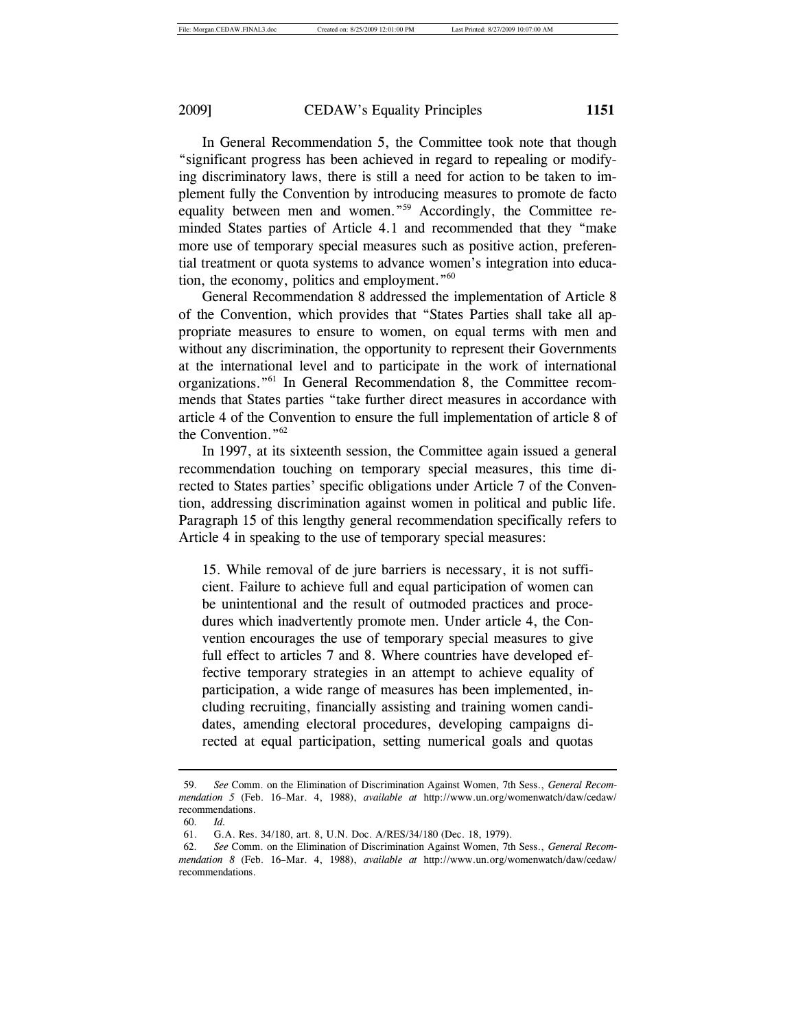In General Recommendation 5, the Committee took note that though "significant progress has been achieved in regard to repealing or modifying discriminatory laws, there is still a need for action to be taken to implement fully the Convention by introducing measures to promote de facto equality between men and women."[59] Accordingly, the Committee reminded States parties of Article 4.1 and recommended that they "make more use of temporary special measures such as positive action, preferential treatment or quota systems to advance women's integration into education, the economy, politics and employment."[60]

General Recommendation 8 addressed the implementation of Article 8 of the Convention, which provides that "States Parties shall take all appropriate measures to ensure to women, on equal terms with men and without any discrimination, the opportunity to represent their Governments at the international level and to participate in the work of international organizations."[61] In General Recommendation 8, the Committee recommends that States parties "take further direct measures in accordance with article 4 of the Convention to ensure the full implementation of article 8 of the Convention."[62]

In 1997, at its sixteenth session, the Committee again issued a general recommendation touching on temporary special measures, this time directed to States parties' specific obligations under Article 7 of the Convention, addressing discrimination against women in political and public life. Paragraph 15 of this lengthy general recommendation specifically refers to Article 4 in speaking to the use of temporary special measures:

> 15. While removal of de jure barriers is necessary, it is not sufficient. Failure to achieve full and equal participation of women can be unintentional and the result of outmoded practices and procedures which inadvertently promote men. Under article 4, the Convention encourages the use of temporary special measures to give full effect to articles 7 and 8. Where countries have developed effective temporary strategies in an attempt to achieve equality of participation, a wide range of measures has been implemented, including recruiting, financially assisting and training women candidates, amending electoral procedures, developing campaigns directed at equal participation, setting numerical goals and quotas

---

59. *See* Comm. on the Elimination of Discrimination Against Women, 7th Sess., *General Recommendation 5* (Feb. 16–Mar. 4, 1988), *available at* http://www.un.org/womenwatch/daw/cedaw/recommendations.

60. *Id.*

61. G.A. Res. 34/180, art. 8, U.N. Doc. A/RES/34/180 (Dec. 18, 1979).

62. *See* Comm. on the Elimination of Discrimination Against Women, 7th Sess., *General Recommendation 8* (Feb. 16–Mar. 4, 1988), *available at* http://www.un.org/womenwatch/daw/cedaw/recommendations.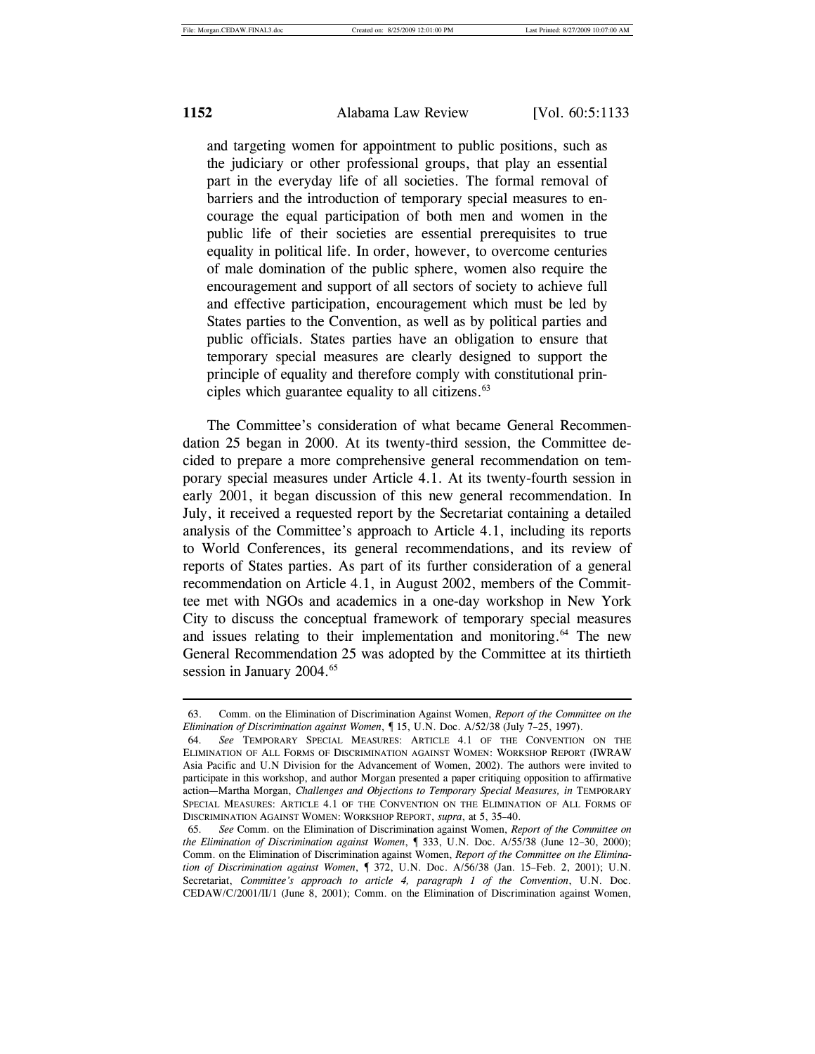> and targeting women for appointment to public positions, such as the judiciary or other professional groups, that play an essential part in the everyday life of all societies. The formal removal of barriers and the introduction of temporary special measures to encourage the equal participation of both men and women in the public life of their societies are essential prerequisites to true equality in political life. In order, however, to overcome centuries of male domination of the public sphere, women also require the encouragement and support of all sectors of society to achieve full and effective participation, encouragement which must be led by States parties to the Convention, as well as by political parties and public officials. States parties have an obligation to ensure that temporary special measures are clearly designed to support the principle of equality and therefore comply with constitutional principles which guarantee equality to all citizens.[63]

The Committee's consideration of what became General Recommendation 25 began in 2000. At its twenty-third session, the Committee decided to prepare a more comprehensive general recommendation on temporary special measures under Article 4.1. At its twenty-fourth session in early 2001, it began discussion of this new general recommendation. In July, it received a requested report by the Secretariat containing a detailed analysis of the Committee's approach to Article 4.1, including its reports to World Conferences, its general recommendations, and its review of reports of States parties. As part of its further consideration of a general recommendation on Article 4.1, in August 2002, members of the Committee met with NGOs and academics in a one-day workshop in New York City to discuss the conceptual framework of temporary special measures and issues relating to their implementation and monitoring.[64] The new General Recommendation 25 was adopted by the Committee at its thirtieth session in January 2004.[65]

---

63. Comm. on the Elimination of Discrimination Against Women, *Report of the Committee on the Elimination of Discrimination against Women*, ¶ 15, U.N. Doc. A/52/38 (July 7–25, 1997).

64. *See* TEMPORARY SPECIAL MEASURES: ARTICLE 4.1 OF THE CONVENTION ON THE ELIMINATION OF ALL FORMS OF DISCRIMINATION AGAINST WOMEN: WORKSHOP REPORT (IWRAW Asia Pacific and U.N Division for the Advancement of Women, 2002). The authors were invited to participate in this workshop, and author Morgan presented a paper critiquing opposition to affirmative action—Martha Morgan, *Challenges and Objections to Temporary Special Measures, in* TEMPORARY SPECIAL MEASURES: ARTICLE 4.1 OF THE CONVENTION ON THE ELIMINATION OF ALL FORMS OF DISCRIMINATION AGAINST WOMEN: WORKSHOP REPORT, *supra*, at 5, 35–40.

65. *See* Comm. on the Elimination of Discrimination against Women, *Report of the Committee on the Elimination of Discrimination against Women*, ¶ 333, U.N. Doc. A/55/38 (June 12–30, 2000); Comm. on the Elimination of Discrimination against Women, *Report of the Committee on the Elimination of Discrimination against Women*, ¶ 372, U.N. Doc. A/56/38 (Jan. 15–Feb. 2, 2001); U.N. Secretariat, *Committee's approach to article 4, paragraph 1 of the Convention*, U.N. Doc. CEDAW/C/2001/II/1 (June 8, 2001); Comm. on the Elimination of Discrimination against Women,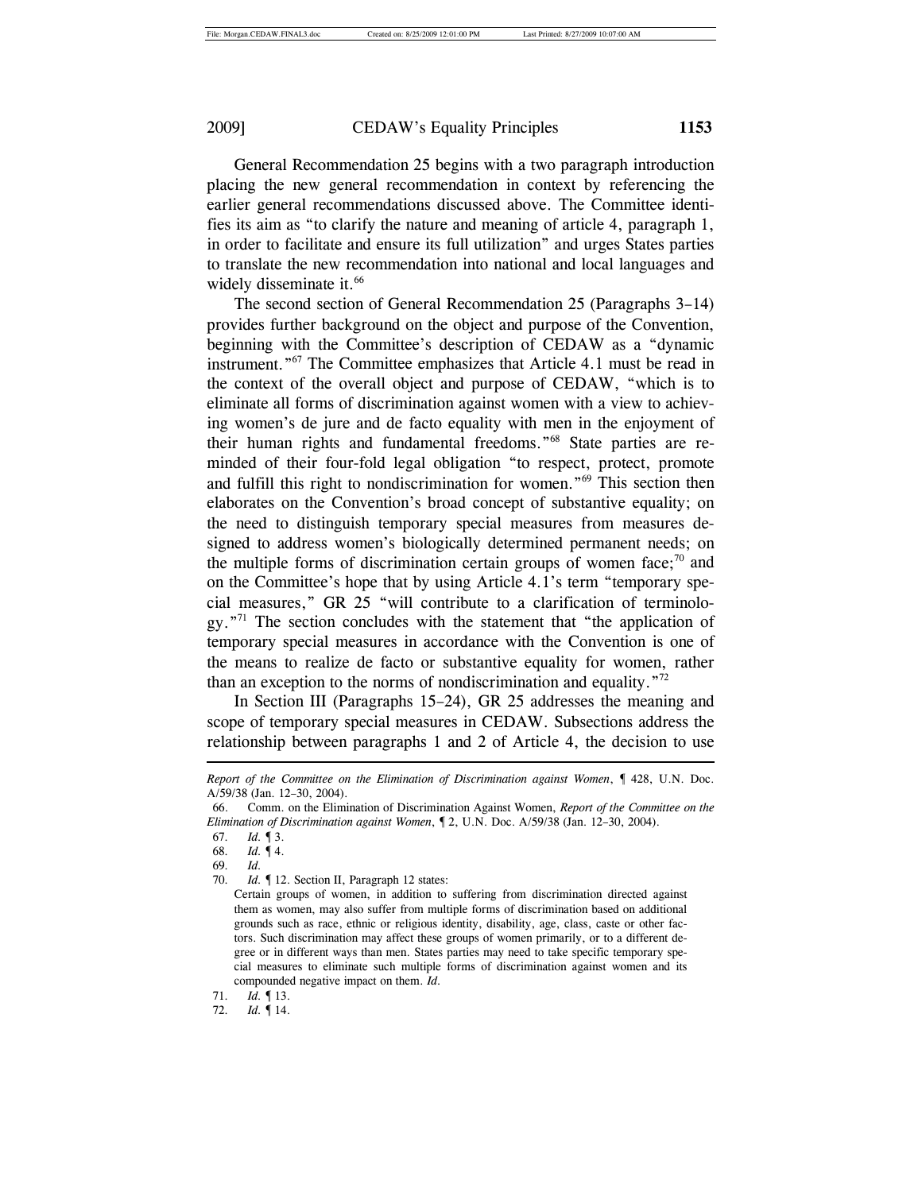General Recommendation 25 begins with a two paragraph introduction placing the new general recommendation in context by referencing the earlier general recommendations discussed above. The Committee identifies its aim as "to clarify the nature and meaning of article 4, paragraph 1, in order to facilitate and ensure its full utilization" and urges States parties to translate the new recommendation into national and local languages and widely disseminate it.[66]

The second section of General Recommendation 25 (Paragraphs 3–14) provides further background on the object and purpose of the Convention, beginning with the Committee's description of CEDAW as a "dynamic instrument."[67] The Committee emphasizes that Article 4.1 must be read in the context of the overall object and purpose of CEDAW, "which is to eliminate all forms of discrimination against women with a view to achieving women's de jure and de facto equality with men in the enjoyment of their human rights and fundamental freedoms."[68] State parties are reminded of their four-fold legal obligation "to respect, protect, promote and fulfill this right to nondiscrimination for women."[69] This section then elaborates on the Convention's broad concept of substantive equality; on the need to distinguish temporary special measures from measures designed to address women's biologically determined permanent needs; on the multiple forms of discrimination certain groups of women face;[70] and on the Committee's hope that by using Article 4.1's term "temporary special measures," GR 25 "will contribute to a clarification of terminology."[71] The section concludes with the statement that "the application of temporary special measures in accordance with the Convention is one of the means to realize de facto or substantive equality for women, rather than an exception to the norms of nondiscrimination and equality."[72]

In Section III (Paragraphs 15–24), GR 25 addresses the meaning and scope of temporary special measures in CEDAW. Subsections address the relationship between paragraphs 1 and 2 of Article 4, the decision to use

---

*Report of the Committee on the Elimination of Discrimination against Women*, ¶ 428, U.N. Doc. A/59/38 (Jan. 12–30, 2004).

66. Comm. on the Elimination of Discrimination Against Women, *Report of the Committee on the Elimination of Discrimination against Women*, ¶ 2, U.N. Doc. A/59/38 (Jan. 12–30, 2004).

67. *Id.* ¶ 3.

68. *Id.* ¶ 4.

69. *Id.*

70. *Id.* ¶ 12. Section II, Paragraph 12 states:

> Certain groups of women, in addition to suffering from discrimination directed against them as women, may also suffer from multiple forms of discrimination based on additional grounds such as race, ethnic or religious identity, disability, age, class, caste or other factors. Such discrimination may affect these groups of women primarily, or to a different degree or in different ways than men. States parties may need to take specific temporary special measures to eliminate such multiple forms of discrimination against women and its compounded negative impact on them. *Id.*

71. *Id.* ¶ 13.

72. *Id.* ¶ 14.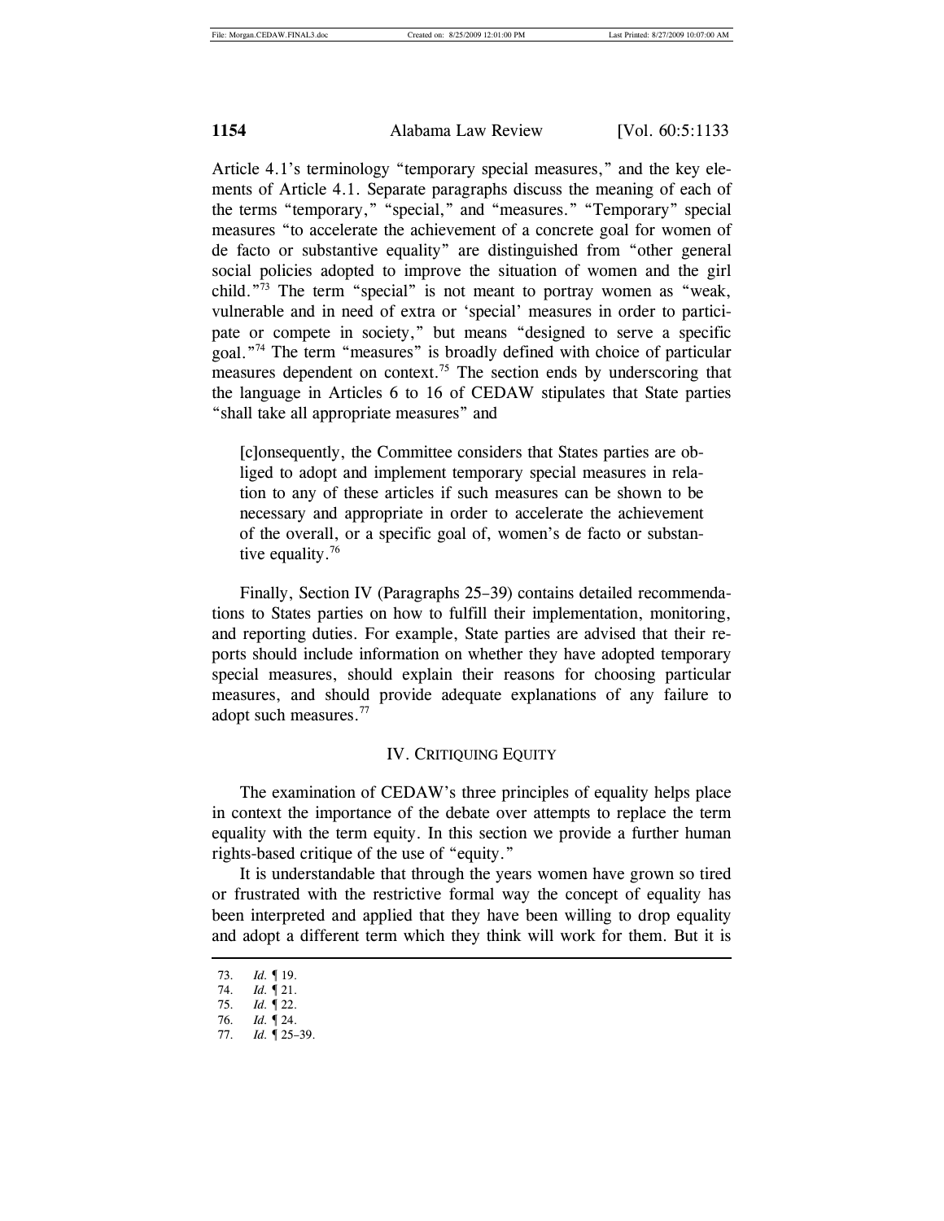Article 4.1's terminology "temporary special measures," and the key elements of Article 4.1. Separate paragraphs discuss the meaning of each of the terms "temporary," "special," and "measures." "Temporary" special measures "to accelerate the achievement of a concrete goal for women of de facto or substantive equality" are distinguished from "other general social policies adopted to improve the situation of women and the girl child."[73] The term "special" is not meant to portray women as "weak, vulnerable and in need of extra or 'special' measures in order to participate or compete in society," but means "designed to serve a specific goal."[74] The term "measures" is broadly defined with choice of particular measures dependent on context.[75] The section ends by underscoring that the language in Articles 6 to 16 of CEDAW stipulates that State parties "shall take all appropriate measures" and

> [c]onsequently, the Committee considers that States parties are obliged to adopt and implement temporary special measures in relation to any of these articles if such measures can be shown to be necessary and appropriate in order to accelerate the achievement of the overall, or a specific goal of, women's de facto or substantive equality.[76]

Finally, Section IV (Paragraphs 25–39) contains detailed recommendations to States parties on how to fulfill their implementation, monitoring, and reporting duties. For example, State parties are advised that their reports should include information on whether they have adopted temporary special measures, should explain their reasons for choosing particular measures, and should provide adequate explanations of any failure to adopt such measures.[77]

## IV. Critiquing Equity

The examination of CEDAW's three principles of equality helps place in context the importance of the debate over attempts to replace the term equality with the term equity. In this section we provide a further human rights-based critique of the use of "equity."

It is understandable that through the years women have grown so tired or frustrated with the restrictive formal way the concept of equality has been interpreted and applied that they have been willing to drop equality and adopt a different term which they think will work for them. But it is

---

73. *Id.* ¶ 19.
74. *Id.* ¶ 21.
75. *Id.* ¶ 22.
76. *Id.* ¶ 24.
77. *Id.* ¶ 25–39.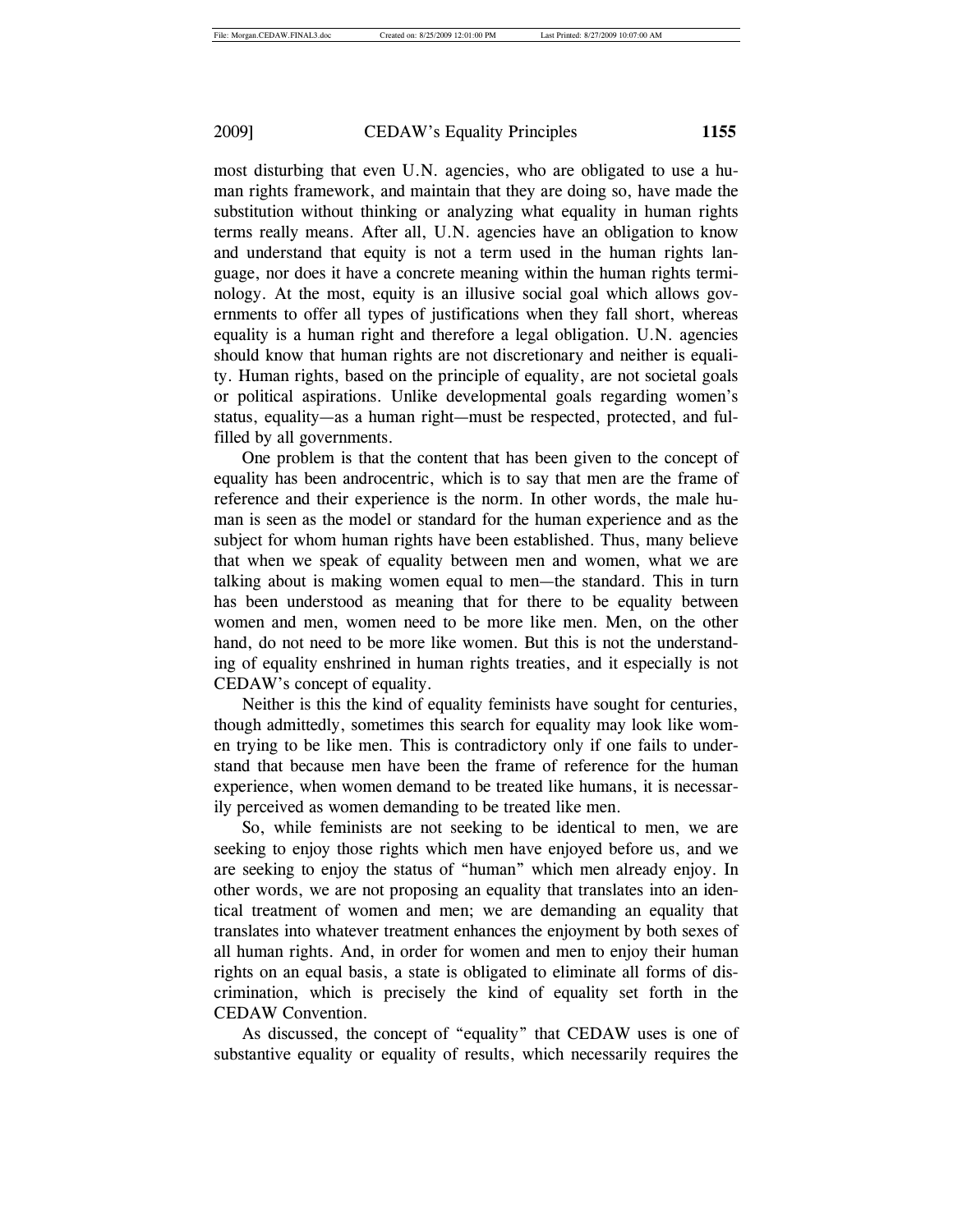most disturbing that even U.N. agencies, who are obligated to use a human rights framework, and maintain that they are doing so, have made the substitution without thinking or analyzing what equality in human rights terms really means. After all, U.N. agencies have an obligation to know and understand that equity is not a term used in the human rights language, nor does it have a concrete meaning within the human rights terminology. At the most, equity is an illusive social goal which allows governments to offer all types of justifications when they fall short, whereas equality is a human right and therefore a legal obligation. U.N. agencies should know that human rights are not discretionary and neither is equality. Human rights, based on the principle of equality, are not societal goals or political aspirations. Unlike developmental goals regarding women's status, equality—as a human right—must be respected, protected, and fulfilled by all governments.

One problem is that the content that has been given to the concept of equality has been androcentric, which is to say that men are the frame of reference and their experience is the norm. In other words, the male human is seen as the model or standard for the human experience and as the subject for whom human rights have been established. Thus, many believe that when we speak of equality between men and women, what we are talking about is making women equal to men—the standard. This in turn has been understood as meaning that for there to be equality between women and men, women need to be more like men. Men, on the other hand, do not need to be more like women. But this is not the understanding of equality enshrined in human rights treaties, and it especially is not CEDAW's concept of equality.

Neither is this the kind of equality feminists have sought for centuries, though admittedly, sometimes this search for equality may look like women trying to be like men. This is contradictory only if one fails to understand that because men have been the frame of reference for the human experience, when women demand to be treated like humans, it is necessarily perceived as women demanding to be treated like men.

So, while feminists are not seeking to be identical to men, we are seeking to enjoy those rights which men have enjoyed before us, and we are seeking to enjoy the status of "human" which men already enjoy. In other words, we are not proposing an equality that translates into an identical treatment of women and men; we are demanding an equality that translates into whatever treatment enhances the enjoyment by both sexes of all human rights. And, in order for women and men to enjoy their human rights on an equal basis, a state is obligated to eliminate all forms of discrimination, which is precisely the kind of equality set forth in the CEDAW Convention.

As discussed, the concept of "equality" that CEDAW uses is one of substantive equality or equality of results, which necessarily requires the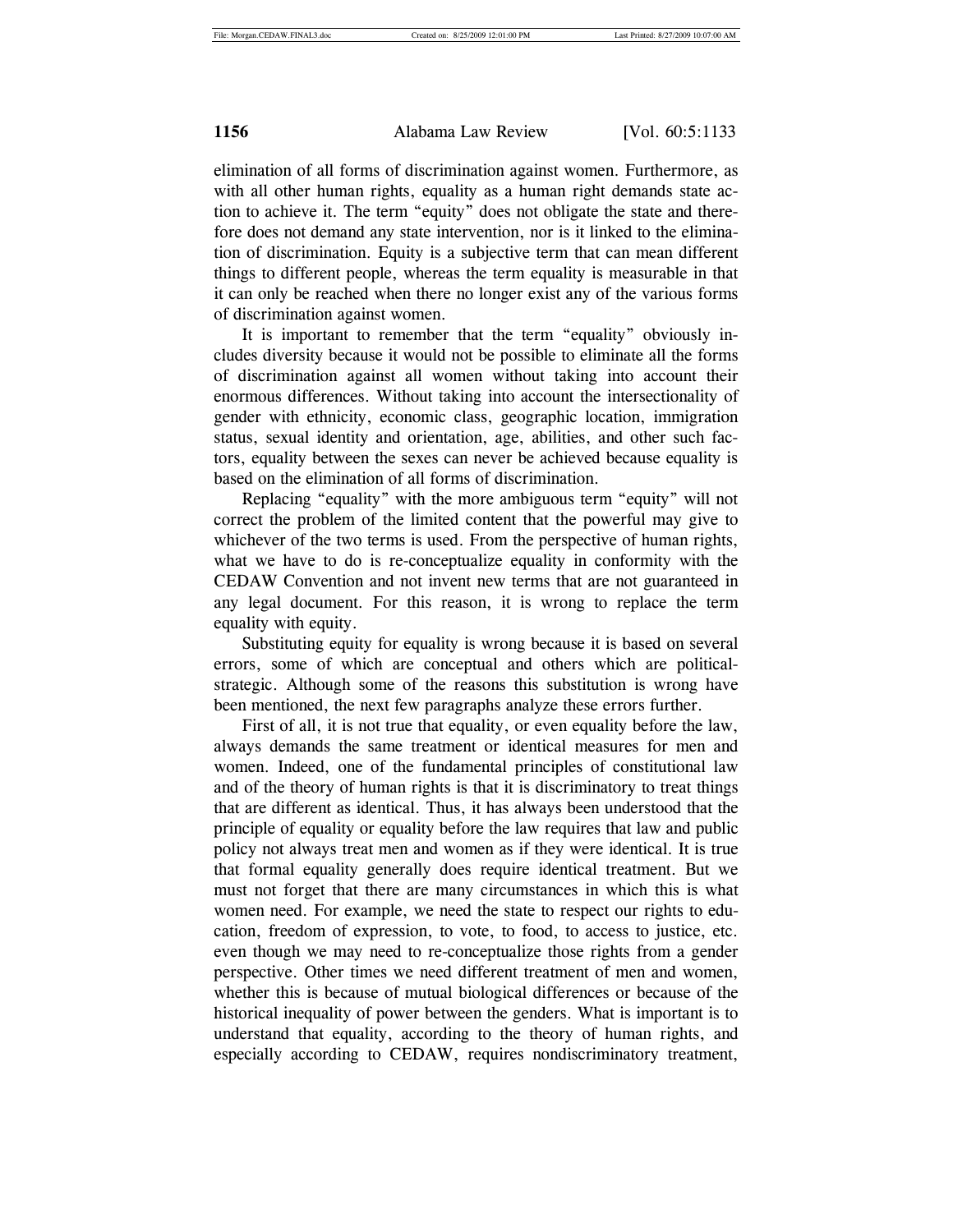elimination of all forms of discrimination against women. Furthermore, as with all other human rights, equality as a human right demands state action to achieve it. The term "equity" does not obligate the state and therefore does not demand any state intervention, nor is it linked to the elimination of discrimination. Equity is a subjective term that can mean different things to different people, whereas the term equality is measurable in that it can only be reached when there no longer exist any of the various forms of discrimination against women.

It is important to remember that the term "equality" obviously includes diversity because it would not be possible to eliminate all the forms of discrimination against all women without taking into account their enormous differences. Without taking into account the intersectionality of gender with ethnicity, economic class, geographic location, immigration status, sexual identity and orientation, age, abilities, and other such factors, equality between the sexes can never be achieved because equality is based on the elimination of all forms of discrimination.

Replacing "equality" with the more ambiguous term "equity" will not correct the problem of the limited content that the powerful may give to whichever of the two terms is used. From the perspective of human rights, what we have to do is re-conceptualize equality in conformity with the CEDAW Convention and not invent new terms that are not guaranteed in any legal document. For this reason, it is wrong to replace the term equality with equity.

Substituting equity for equality is wrong because it is based on several errors, some of which are conceptual and others which are political-strategic. Although some of the reasons this substitution is wrong have been mentioned, the next few paragraphs analyze these errors further.

First of all, it is not true that equality, or even equality before the law, always demands the same treatment or identical measures for men and women. Indeed, one of the fundamental principles of constitutional law and of the theory of human rights is that it is discriminatory to treat things that are different as identical. Thus, it has always been understood that the principle of equality or equality before the law requires that law and public policy not always treat men and women as if they were identical. It is true that formal equality generally does require identical treatment. But we must not forget that there are many circumstances in which this is what women need. For example, we need the state to respect our rights to education, freedom of expression, to vote, to food, to access to justice, etc. even though we may need to re-conceptualize those rights from a gender perspective. Other times we need different treatment of men and women, whether this is because of mutual biological differences or because of the historical inequality of power between the genders. What is important is to understand that equality, according to the theory of human rights, and especially according to CEDAW, requires nondiscriminatory treatment,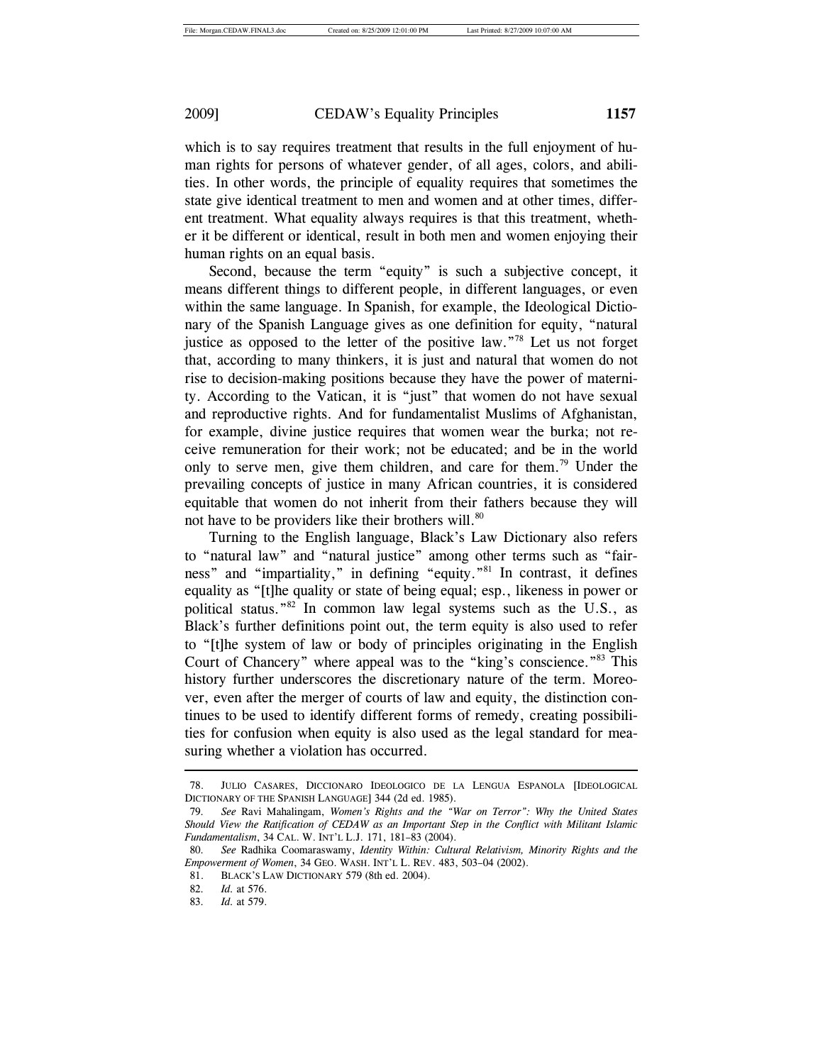which is to say requires treatment that results in the full enjoyment of human rights for persons of whatever gender, of all ages, colors, and abilities. In other words, the principle of equality requires that sometimes the state give identical treatment to men and women and at other times, different treatment. What equality always requires is that this treatment, whether it be different or identical, result in both men and women enjoying their human rights on an equal basis.

Second, because the term "equity" is such a subjective concept, it means different things to different people, in different languages, or even within the same language. In Spanish, for example, the Ideological Dictionary of the Spanish Language gives as one definition for equity, "natural justice as opposed to the letter of the positive law."[78] Let us not forget that, according to many thinkers, it is just and natural that women do not rise to decision-making positions because they have the power of maternity. According to the Vatican, it is "just" that women do not have sexual and reproductive rights. And for fundamentalist Muslims of Afghanistan, for example, divine justice requires that women wear the burka; not receive remuneration for their work; not be educated; and be in the world only to serve men, give them children, and care for them.[79] Under the prevailing concepts of justice in many African countries, it is considered equitable that women do not inherit from their fathers because they will not have to be providers like their brothers will.[80]

Turning to the English language, Black's Law Dictionary also refers to "natural law" and "natural justice" among other terms such as "fairness" and "impartiality," in defining "equity."[81] In contrast, it defines equality as "[t]he quality or state of being equal; esp., likeness in power or political status."[82] In common law legal systems such as the U.S., as Black's further definitions point out, the term equity is also used to refer to "[t]he system of law or body of principles originating in the English Court of Chancery" where appeal was to the "king's conscience."[83] This history further underscores the discretionary nature of the term. Moreover, even after the merger of courts of law and equity, the distinction continues to be used to identify different forms of remedy, creating possibilities for confusion when equity is also used as the legal standard for measuring whether a violation has occurred.

---

78. JULIO CASARES, DICCIONARO IDEOLOGICO DE LA LENGUA ESPANOLA [IDEOLOGICAL DICTIONARY OF THE SPANISH LANGUAGE] 344 (2d ed. 1985).

79. *See* Ravi Mahalingam, *Women's Rights and the "War on Terror": Why the United States Should View the Ratification of CEDAW as an Important Step in the Conflict with Militant Islamic Fundamentalism*, 34 CAL. W. INT'L L.J. 171, 181–83 (2004).

80. *See* Radhika Coomaraswamy, *Identity Within: Cultural Relativism, Minority Rights and the Empowerment of Women*, 34 GEO. WASH. INT'L L. REV. 483, 503–04 (2002).

81. BLACK'S LAW DICTIONARY 579 (8th ed. 2004).

82. *Id.* at 576.

83. *Id.* at 579.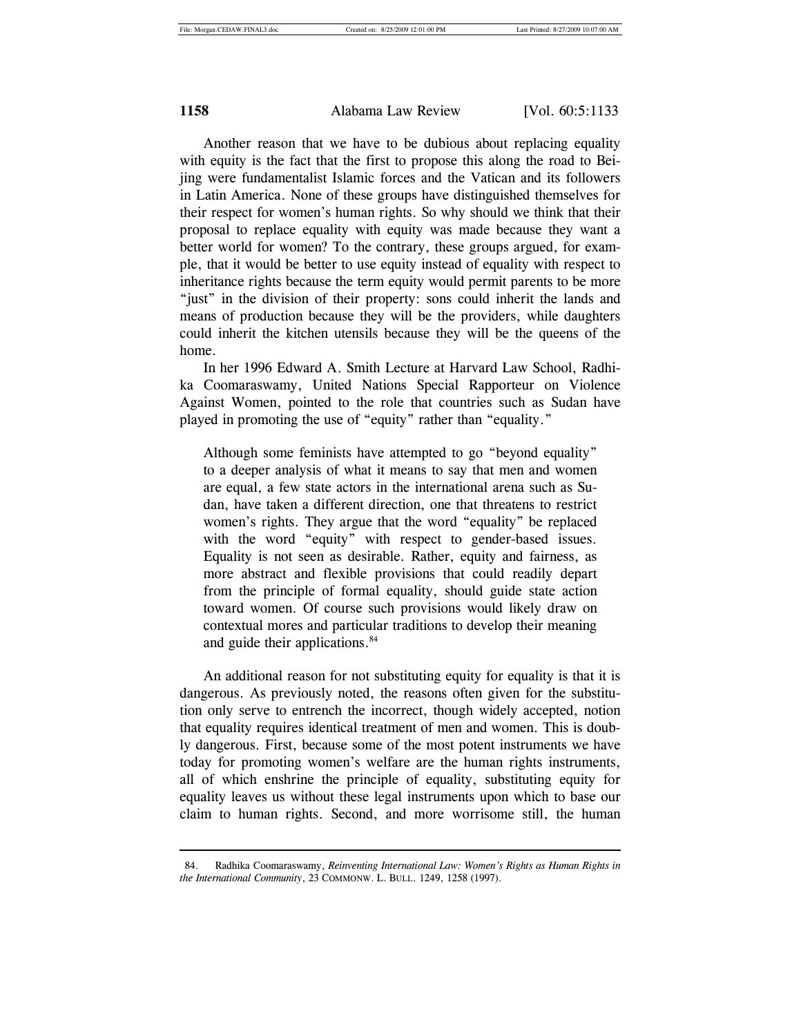Another reason that we have to be dubious about replacing equality with equity is the fact that the first to propose this along the road to Beijing were fundamentalist Islamic forces and the Vatican and its followers in Latin America. None of these groups have distinguished themselves for their respect for women's human rights. So why should we think that their proposal to replace equality with equity was made because they want a better world for women? To the contrary, these groups argued, for example, that it would be better to use equity instead of equality with respect to inheritance rights because the term equity would permit parents to be more "just" in the division of their property: sons could inherit the lands and means of production because they will be the providers, while daughters could inherit the kitchen utensils because they will be the queens of the home.

In her 1996 Edward A. Smith Lecture at Harvard Law School, Radhika Coomaraswamy, United Nations Special Rapporteur on Violence Against Women, pointed to the role that countries such as Sudan have played in promoting the use of "equity" rather than "equality."

> Although some feminists have attempted to go "beyond equality" to a deeper analysis of what it means to say that men and women are equal, a few state actors in the international arena such as Sudan, have taken a different direction, one that threatens to restrict women's rights. They argue that the word "equality" be replaced with the word "equity" with respect to gender-based issues. Equality is not seen as desirable. Rather, equity and fairness, as more abstract and flexible provisions that could readily depart from the principle of formal equality, should guide state action toward women. Of course such provisions would likely draw on contextual mores and particular traditions to develop their meaning and guide their applications.[84]

An additional reason for not substituting equity for equality is that it is dangerous. As previously noted, the reasons often given for the substitution only serve to entrench the incorrect, though widely accepted, notion that equality requires identical treatment of men and women. This is doubly dangerous. First, because some of the most potent instruments we have today for promoting women's welfare are the human rights instruments, all of which enshrine the principle of equality, substituting equity for equality leaves us without these legal instruments upon which to base our claim to human rights. Second, and more worrisome still, the human

---

84. Radhika Coomaraswamy, *Reinventing International Law: Women's Rights as Human Rights in the International Community*, 23 COMMONW. L. BULL. 1249, 1258 (1997).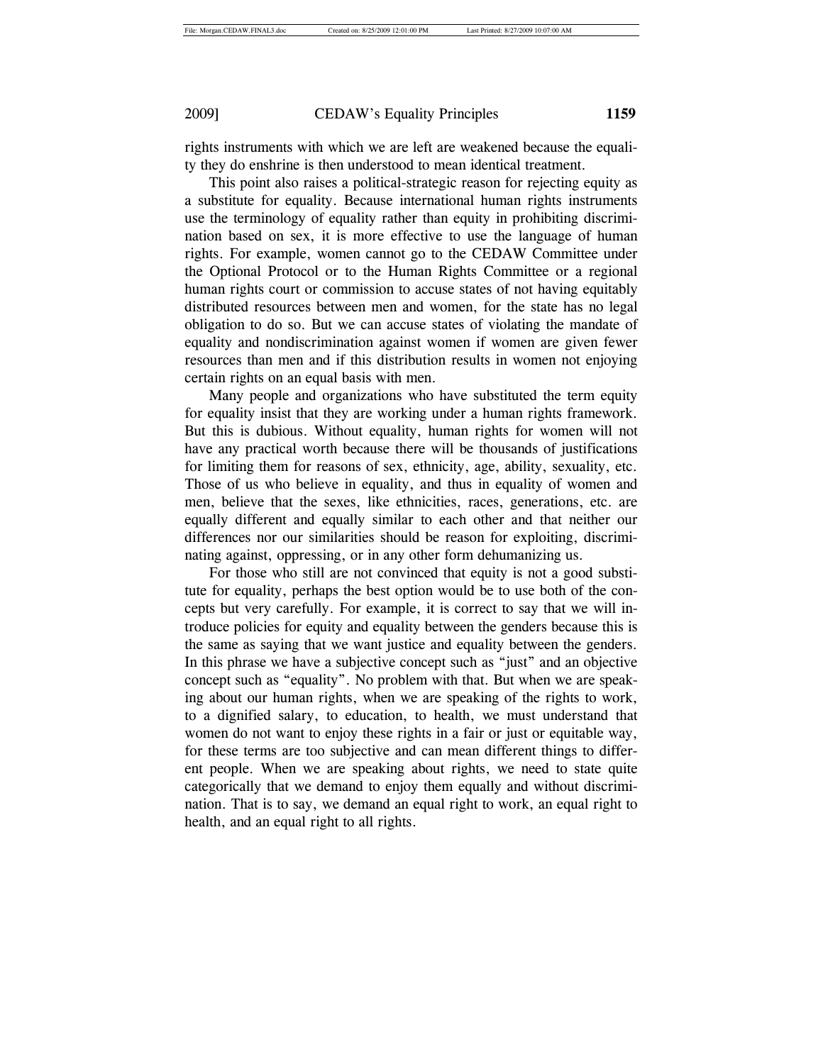rights instruments with which we are left are weakened because the equality they do enshrine is then understood to mean identical treatment.

This point also raises a political-strategic reason for rejecting equity as a substitute for equality. Because international human rights instruments use the terminology of equality rather than equity in prohibiting discrimination based on sex, it is more effective to use the language of human rights. For example, women cannot go to the CEDAW Committee under the Optional Protocol or to the Human Rights Committee or a regional human rights court or commission to accuse states of not having equitably distributed resources between men and women, for the state has no legal obligation to do so. But we can accuse states of violating the mandate of equality and nondiscrimination against women if women are given fewer resources than men and if this distribution results in women not enjoying certain rights on an equal basis with men.

Many people and organizations who have substituted the term equity for equality insist that they are working under a human rights framework. But this is dubious. Without equality, human rights for women will not have any practical worth because there will be thousands of justifications for limiting them for reasons of sex, ethnicity, age, ability, sexuality, etc. Those of us who believe in equality, and thus in equality of women and men, believe that the sexes, like ethnicities, races, generations, etc. are equally different and equally similar to each other and that neither our differences nor our similarities should be reason for exploiting, discriminating against, oppressing, or in any other form dehumanizing us.

For those who still are not convinced that equity is not a good substitute for equality, perhaps the best option would be to use both of the concepts but very carefully. For example, it is correct to say that we will introduce policies for equity and equality between the genders because this is the same as saying that we want justice and equality between the genders. In this phrase we have a subjective concept such as "just" and an objective concept such as "equality". No problem with that. But when we are speaking about our human rights, when we are speaking of the rights to work, to a dignified salary, to education, to health, we must understand that women do not want to enjoy these rights in a fair or just or equitable way, for these terms are too subjective and can mean different things to different people. When we are speaking about rights, we need to state quite categorically that we demand to enjoy them equally and without discrimination. That is to say, we demand an equal right to work, an equal right to health, and an equal right to all rights.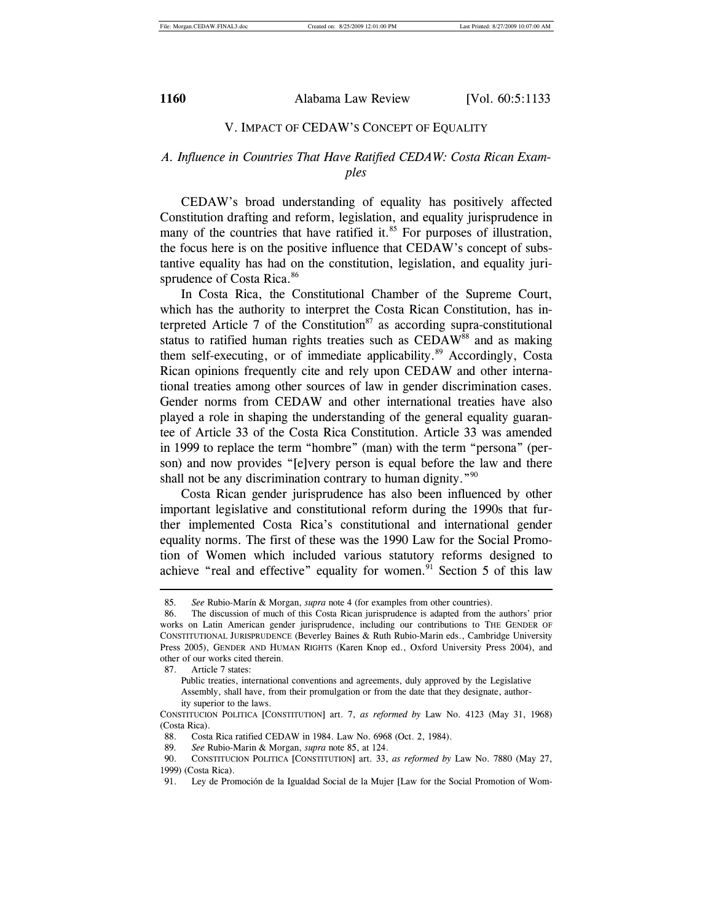## V. IMPACT OF CEDAW'S CONCEPT OF EQUALITY

### *A. Influence in Countries That Have Ratified CEDAW: Costa Rican Examples*

CEDAW's broad understanding of equality has positively affected Constitution drafting and reform, legislation, and equality jurisprudence in many of the countries that have ratified it.[85] For purposes of illustration, the focus here is on the positive influence that CEDAW's concept of substantive equality has had on the constitution, legislation, and equality jurisprudence of Costa Rica.[86]

In Costa Rica, the Constitutional Chamber of the Supreme Court, which has the authority to interpret the Costa Rican Constitution, has interpreted Article 7 of the Constitution[87] as according supra-constitutional status to ratified human rights treaties such as CEDAW[88] and as making them self-executing, or of immediate applicability.[89] Accordingly, Costa Rican opinions frequently cite and rely upon CEDAW and other international treaties among other sources of law in gender discrimination cases. Gender norms from CEDAW and other international treaties have also played a role in shaping the understanding of the general equality guarantee of Article 33 of the Costa Rica Constitution. Article 33 was amended in 1999 to replace the term "hombre" (man) with the term "persona" (person) and now provides "[e]very person is equal before the law and there shall not be any discrimination contrary to human dignity."[90]

Costa Rican gender jurisprudence has also been influenced by other important legislative and constitutional reform during the 1990s that further implemented Costa Rica's constitutional and international gender equality norms. The first of these was the 1990 Law for the Social Promotion of Women which included various statutory reforms designed to achieve "real and effective" equality for women.[91] Section 5 of this law

---

85. *See* Rubio-Marín & Morgan, *supra* note 4 (for examples from other countries).

86. The discussion of much of this Costa Rican jurisprudence is adapted from the authors' prior works on Latin American gender jurisprudence, including our contributions to THE GENDER OF CONSTITUTIONAL JURISPRUDENCE (Beverley Baines & Ruth Rubio-Marin eds., Cambridge University Press 2005), GENDER AND HUMAN RIGHTS (Karen Knop ed., Oxford University Press 2004), and other of our works cited therein.

87. Article 7 states:

> Public treaties, international conventions and agreements, duly approved by the Legislative Assembly, shall have, from their promulgation or from the date that they designate, authority superior to the laws.

CONSTITUCION POLITICA [CONSTITUTION] art. 7, *as reformed by* Law No. 4123 (May 31, 1968) (Costa Rica).

88. Costa Rica ratified CEDAW in 1984. Law No. 6968 (Oct. 2, 1984).

89. *See* Rubio-Marin & Morgan, *supra* note 85, at 124.

90. CONSTITUCION POLITICA [CONSTITUTION] art. 33, *as reformed by* Law No. 7880 (May 27, 1999) (Costa Rica).

91. Ley de Promoción de la Igualdad Social de la Mujer [Law for the Social Promotion of Wom-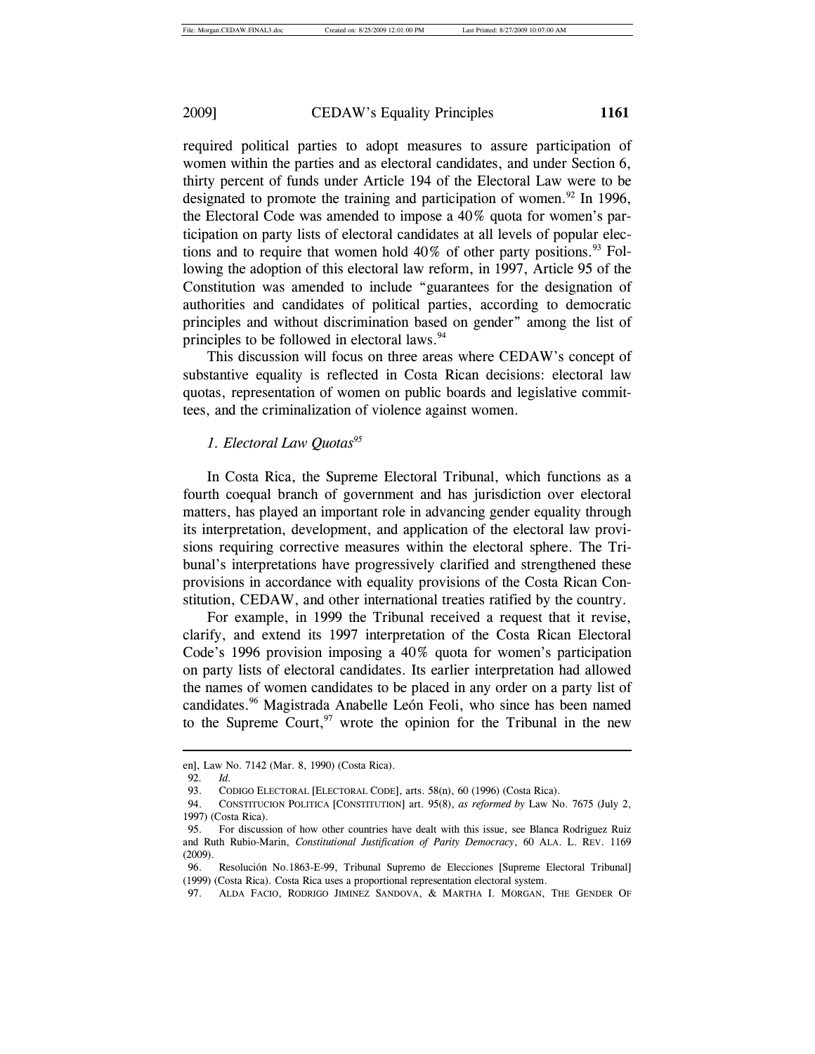required political parties to adopt measures to assure participation of women within the parties and as electoral candidates, and under Section 6, thirty percent of funds under Article 194 of the Electoral Law were to be designated to promote the training and participation of women.[92] In 1996, the Electoral Code was amended to impose a 40% quota for women's participation on party lists of electoral candidates at all levels of popular elections and to require that women hold 40% of other party positions.[93] Following the adoption of this electoral law reform, in 1997, Article 95 of the Constitution was amended to include "guarantees for the designation of authorities and candidates of political parties, according to democratic principles and without discrimination based on gender" among the list of principles to be followed in electoral laws.[94]

This discussion will focus on three areas where CEDAW's concept of substantive equality is reflected in Costa Rican decisions: electoral law quotas, representation of women on public boards and legislative committees, and the criminalization of violence against women.

### *1. Electoral Law Quotas*[95]

In Costa Rica, the Supreme Electoral Tribunal, which functions as a fourth coequal branch of government and has jurisdiction over electoral matters, has played an important role in advancing gender equality through its interpretation, development, and application of the electoral law provisions requiring corrective measures within the electoral sphere. The Tribunal's interpretations have progressively clarified and strengthened these provisions in accordance with equality provisions of the Costa Rican Constitution, CEDAW, and other international treaties ratified by the country.

For example, in 1999 the Tribunal received a request that it revise, clarify, and extend its 1997 interpretation of the Costa Rican Electoral Code's 1996 provision imposing a 40% quota for women's participation on party lists of electoral candidates. Its earlier interpretation had allowed the names of women candidates to be placed in any order on a party list of candidates.[96] Magistrada Anabelle León Feoli, who since has been named to the Supreme Court,[97] wrote the opinion for the Tribunal in the new

---

en], Law No. 7142 (Mar. 8, 1990) (Costa Rica).

92. *Id.*

93. CODIGO ELECTORAL [ELECTORAL CODE], arts. 58(n), 60 (1996) (Costa Rica).

94. CONSTITUCION POLITICA [CONSTITUTION] art. 95(8), *as reformed by* Law No. 7675 (July 2, 1997) (Costa Rica).

95. For discussion of how other countries have dealt with this issue, see Blanca Rodriguez Ruiz and Ruth Rubio-Marin, *Constitutional Justification of Parity Democracy*, 60 ALA. L. REV. 1169 (2009).

96. Resolución No.1863-E-99, Tribunal Supremo de Elecciones [Supreme Electoral Tribunal] (1999) (Costa Rica). Costa Rica uses a proportional representation electoral system.

97. ALDA FACIO, RODRIGO JIMINEZ SANDOVA, & MARTHA I. MORGAN, THE GENDER OF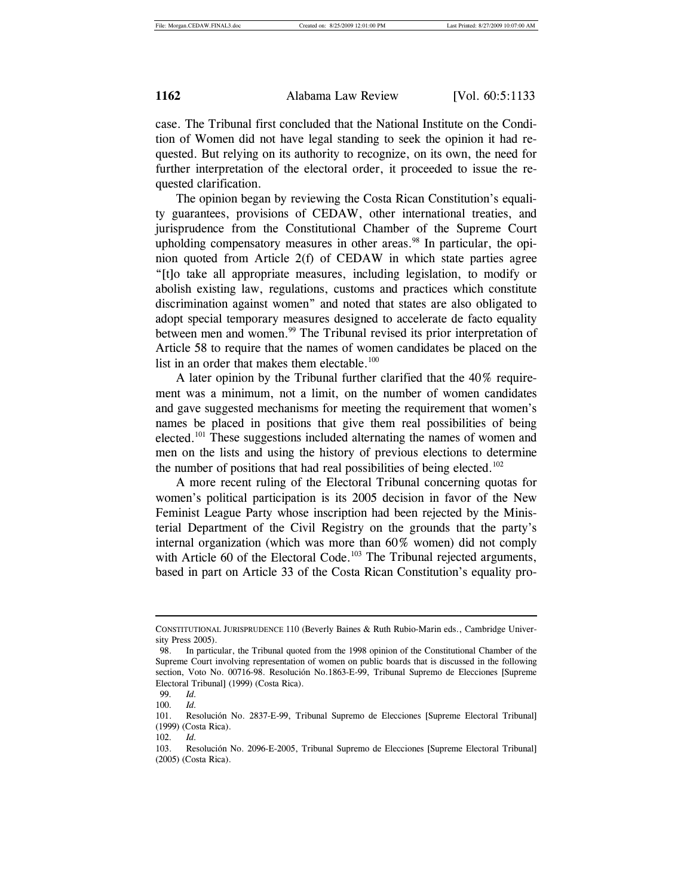case. The Tribunal first concluded that the National Institute on the Condition of Women did not have legal standing to seek the opinion it had requested. But relying on its authority to recognize, on its own, the need for further interpretation of the electoral order, it proceeded to issue the requested clarification.

The opinion began by reviewing the Costa Rican Constitution's equality guarantees, provisions of CEDAW, other international treaties, and jurisprudence from the Constitutional Chamber of the Supreme Court upholding compensatory measures in other areas.[98] In particular, the opinion quoted from Article 2(f) of CEDAW in which state parties agree "[t]o take all appropriate measures, including legislation, to modify or abolish existing law, regulations, customs and practices which constitute discrimination against women" and noted that states are also obligated to adopt special temporary measures designed to accelerate de facto equality between men and women.[99] The Tribunal revised its prior interpretation of Article 58 to require that the names of women candidates be placed on the list in an order that makes them electable.[100]

A later opinion by the Tribunal further clarified that the 40% requirement was a minimum, not a limit, on the number of women candidates and gave suggested mechanisms for meeting the requirement that women's names be placed in positions that give them real possibilities of being elected.[101] These suggestions included alternating the names of women and men on the lists and using the history of previous elections to determine the number of positions that had real possibilities of being elected.[102]

A more recent ruling of the Electoral Tribunal concerning quotas for women's political participation is its 2005 decision in favor of the New Feminist League Party whose inscription had been rejected by the Ministerial Department of the Civil Registry on the grounds that the party's internal organization (which was more than 60% women) did not comply with Article 60 of the Electoral Code.[103] The Tribunal rejected arguments, based in part on Article 33 of the Costa Rican Constitution's equality pro-

---

CONSTITUTIONAL JURISPRUDENCE 110 (Beverly Baines & Ruth Rubio-Marin eds., Cambridge University Press 2005).

98. In particular, the Tribunal quoted from the 1998 opinion of the Constitutional Chamber of the Supreme Court involving representation of women on public boards that is discussed in the following section, Voto No. 00716-98. Resolución No.1863-E-99, Tribunal Supremo de Elecciones [Supreme Electoral Tribunal] (1999) (Costa Rica).

99. *Id.*

100. *Id.*

101. Resolución No. 2837-E-99, Tribunal Supremo de Elecciones [Supreme Electoral Tribunal] (1999) (Costa Rica).

102. *Id.*

103. Resolución No. 2096-E-2005, Tribunal Supremo de Elecciones [Supreme Electoral Tribunal] (2005) (Costa Rica).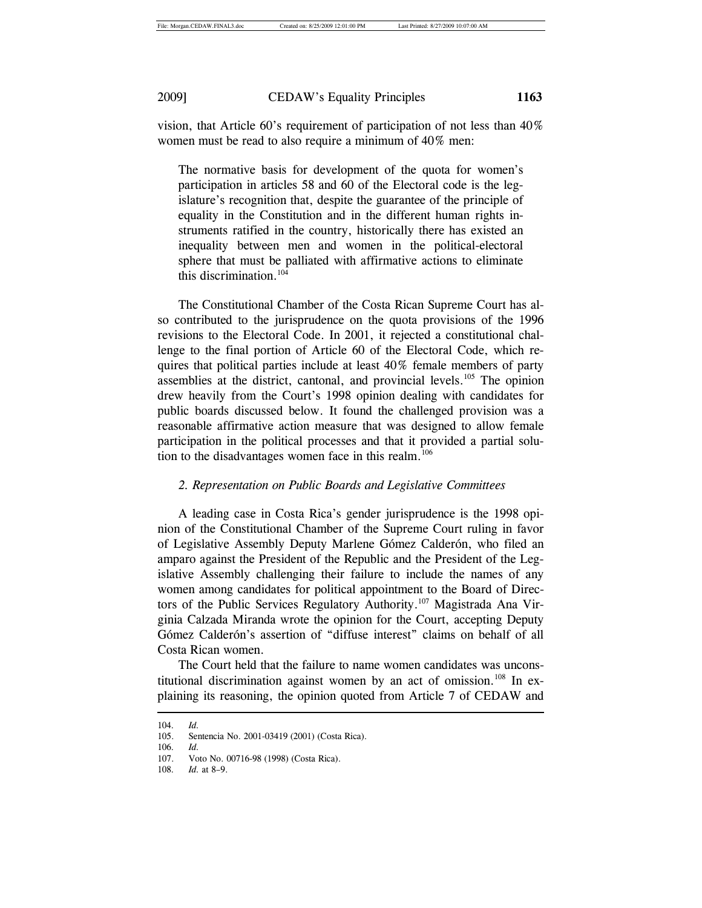vision, that Article 60's requirement of participation of not less than 40% women must be read to also require a minimum of 40% men:

> The normative basis for development of the quota for women's participation in articles 58 and 60 of the Electoral code is the legislature's recognition that, despite the guarantee of the principle of equality in the Constitution and in the different human rights instruments ratified in the country, historically there has existed an inequality between men and women in the political-electoral sphere that must be palliated with affirmative actions to eliminate this discrimination.[104]

The Constitutional Chamber of the Costa Rican Supreme Court has also contributed to the jurisprudence on the quota provisions of the 1996 revisions to the Electoral Code. In 2001, it rejected a constitutional challenge to the final portion of Article 60 of the Electoral Code, which requires that political parties include at least 40% female members of party assemblies at the district, cantonal, and provincial levels.[105] The opinion drew heavily from the Court's 1998 opinion dealing with candidates for public boards discussed below. It found the challenged provision was a reasonable affirmative action measure that was designed to allow female participation in the political processes and that it provided a partial solution to the disadvantages women face in this realm.[106]

### *2. Representation on Public Boards and Legislative Committees*

A leading case in Costa Rica's gender jurisprudence is the 1998 opinion of the Constitutional Chamber of the Supreme Court ruling in favor of Legislative Assembly Deputy Marlene Gómez Calderón, who filed an amparo against the President of the Republic and the President of the Legislative Assembly challenging their failure to include the names of any women among candidates for political appointment to the Board of Directors of the Public Services Regulatory Authority.[107] Magistrada Ana Virginia Calzada Miranda wrote the opinion for the Court, accepting Deputy Gómez Calderón's assertion of "diffuse interest" claims on behalf of all Costa Rican women.

The Court held that the failure to name women candidates was unconstitutional discrimination against women by an act of omission.[108] In explaining its reasoning, the opinion quoted from Article 7 of CEDAW and

---

104. *Id.*
105. Sentencia No. 2001-03419 (2001) (Costa Rica).
106. *Id.*
107. Voto No. 00716-98 (1998) (Costa Rica).
108. *Id.* at 8–9.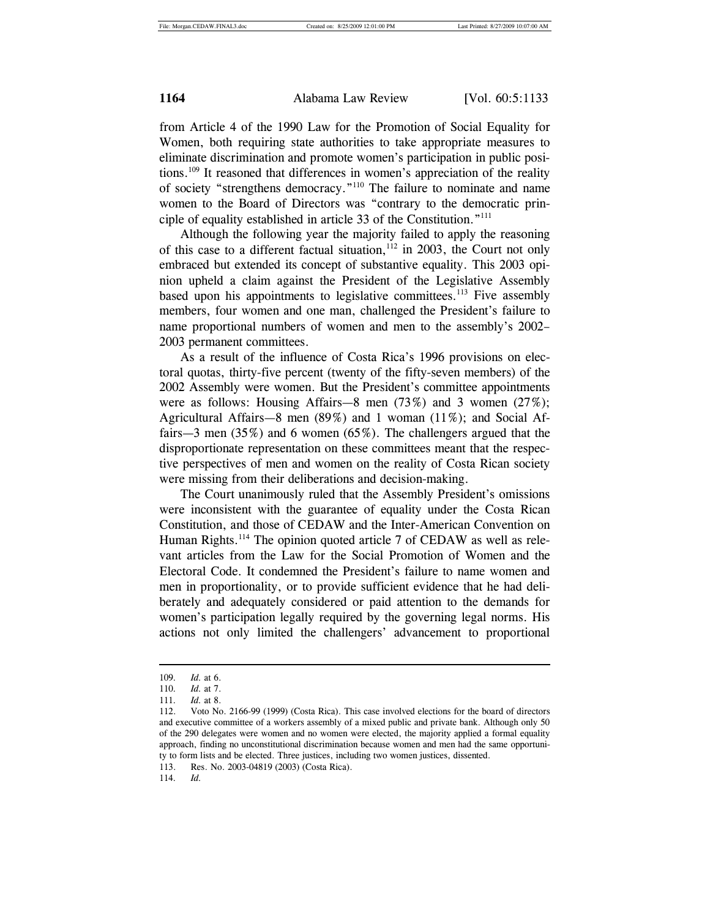from Article 4 of the 1990 Law for the Promotion of Social Equality for Women, both requiring state authorities to take appropriate measures to eliminate discrimination and promote women's participation in public positions.[109] It reasoned that differences in women's appreciation of the reality of society "strengthens democracy."[110] The failure to nominate and name women to the Board of Directors was "contrary to the democratic principle of equality established in article 33 of the Constitution."[111]

Although the following year the majority failed to apply the reasoning of this case to a different factual situation,[112] in 2003, the Court not only embraced but extended its concept of substantive equality. This 2003 opinion upheld a claim against the President of the Legislative Assembly based upon his appointments to legislative committees.[113] Five assembly members, four women and one man, challenged the President's failure to name proportional numbers of women and men to the assembly's 2002–2003 permanent committees.

As a result of the influence of Costa Rica's 1996 provisions on electoral quotas, thirty-five percent (twenty of the fifty-seven members) of the 2002 Assembly were women. But the President's committee appointments were as follows: Housing Affairs—8 men (73%) and 3 women (27%); Agricultural Affairs—8 men (89%) and 1 woman (11%); and Social Affairs—3 men (35%) and 6 women (65%). The challengers argued that the disproportionate representation on these committees meant that the respective perspectives of men and women on the reality of Costa Rican society were missing from their deliberations and decision-making.

The Court unanimously ruled that the Assembly President's omissions were inconsistent with the guarantee of equality under the Costa Rican Constitution, and those of CEDAW and the Inter-American Convention on Human Rights.[114] The opinion quoted article 7 of CEDAW as well as relevant articles from the Law for the Social Promotion of Women and the Electoral Code. It condemned the President's failure to name women and men in proportionality, or to provide sufficient evidence that he had deliberately and adequately considered or paid attention to the demands for women's participation legally required by the governing legal norms. His actions not only limited the challengers' advancement to proportional

---

109. *Id.* at 6.

110. *Id.* at 7.

111. *Id.* at 8.

112. Voto No. 2166-99 (1999) (Costa Rica). This case involved elections for the board of directors and executive committee of a workers assembly of a mixed public and private bank. Although only 50 of the 290 delegates were women and no women were elected, the majority applied a formal equality approach, finding no unconstitutional discrimination because women and men had the same opportunity to form lists and be elected. Three justices, including two women justices, dissented.

113. Res. No. 2003-04819 (2003) (Costa Rica).

114. *Id.*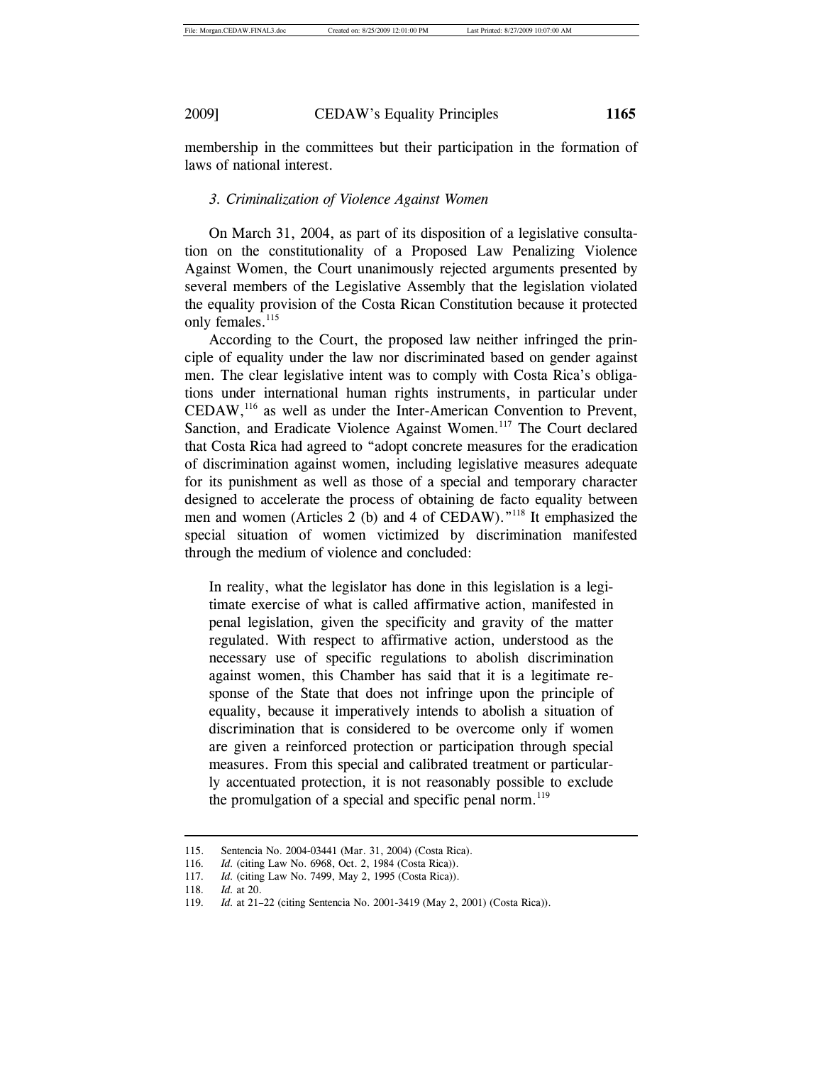membership in the committees but their participation in the formation of laws of national interest.

### *3. Criminalization of Violence Against Women*

On March 31, 2004, as part of its disposition of a legislative consultation on the constitutionality of a Proposed Law Penalizing Violence Against Women, the Court unanimously rejected arguments presented by several members of the Legislative Assembly that the legislation violated the equality provision of the Costa Rican Constitution because it protected only females.[115]

According to the Court, the proposed law neither infringed the principle of equality under the law nor discriminated based on gender against men. The clear legislative intent was to comply with Costa Rica's obligations under international human rights instruments, in particular under CEDAW,[116] as well as under the Inter-American Convention to Prevent, Sanction, and Eradicate Violence Against Women.[117] The Court declared that Costa Rica had agreed to "adopt concrete measures for the eradication of discrimination against women, including legislative measures adequate for its punishment as well as those of a special and temporary character designed to accelerate the process of obtaining de facto equality between men and women (Articles 2 (b) and 4 of CEDAW)."[118] It emphasized the special situation of women victimized by discrimination manifested through the medium of violence and concluded:

> In reality, what the legislator has done in this legislation is a legitimate exercise of what is called affirmative action, manifested in penal legislation, given the specificity and gravity of the matter regulated. With respect to affirmative action, understood as the necessary use of specific regulations to abolish discrimination against women, this Chamber has said that it is a legitimate response of the State that does not infringe upon the principle of equality, because it imperatively intends to abolish a situation of discrimination that is considered to be overcome only if women are given a reinforced protection or participation through special measures. From this special and calibrated treatment or particularly accentuated protection, it is not reasonably possible to exclude the promulgation of a special and specific penal norm.[119]

---

115. Sentencia No. 2004-03441 (Mar. 31, 2004) (Costa Rica).
116. *Id.* (citing Law No. 6968, Oct. 2, 1984 (Costa Rica)).
117. *Id.* (citing Law No. 7499, May 2, 1995 (Costa Rica)).
118. *Id.* at 20.
119. *Id.* at 21–22 (citing Sentencia No. 2001-3419 (May 2, 2001) (Costa Rica)).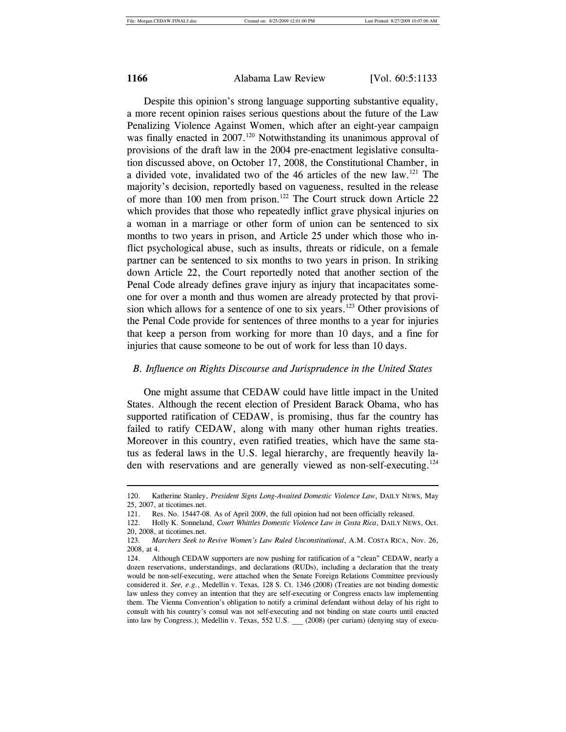Despite this opinion's strong language supporting substantive equality, a more recent opinion raises serious questions about the future of the Law Penalizing Violence Against Women, which after an eight-year campaign was finally enacted in 2007.[120] Notwithstanding its unanimous approval of provisions of the draft law in the 2004 pre-enactment legislative consultation discussed above, on October 17, 2008, the Constitutional Chamber, in a divided vote, invalidated two of the 46 articles of the new law.[121] The majority's decision, reportedly based on vagueness, resulted in the release of more than 100 men from prison.[122] The Court struck down Article 22 which provides that those who repeatedly inflict grave physical injuries on a woman in a marriage or other form of union can be sentenced to six months to two years in prison, and Article 25 under which those who inflict psychological abuse, such as insults, threats or ridicule, on a female partner can be sentenced to six months to two years in prison. In striking down Article 22, the Court reportedly noted that another section of the Penal Code already defines grave injury as injury that incapacitates someone for over a month and thus women are already protected by that provision which allows for a sentence of one to six years.[123] Other provisions of the Penal Code provide for sentences of three months to a year for injuries that keep a person from working for more than 10 days, and a fine for injuries that cause someone to be out of work for less than 10 days.

### *B. Influence on Rights Discourse and Jurisprudence in the United States*

One might assume that CEDAW could have little impact in the United States. Although the recent election of President Barack Obama, who has supported ratification of CEDAW, is promising, thus far the country has failed to ratify CEDAW, along with many other human rights treaties. Moreover in this country, even ratified treaties, which have the same status as federal laws in the U.S. legal hierarchy, are frequently heavily laden with reservations and are generally viewed as non-self-executing.[124]

---

120. Katherine Stanley, *President Signs Long-Awaited Domestic Violence Law*, DAILY NEWS, May 25, 2007, at ticotimes.net.

121. Res. No. 15447-08. As of April 2009, the full opinion had not been officially released.

122. Holly K. Sonneland, *Court Whittles Domestic Violence Law in Costa Rica*, DAILY NEWS, Oct. 20, 2008, at ticotimes.net.

123. *Marchers Seek to Revive Women's Law Ruled Unconstitutional*, A.M. COSTA RICA, Nov. 26, 2008, at 4.

124. Although CEDAW supporters are now pushing for ratification of a "clean" CEDAW, nearly a dozen reservations, understandings, and declarations (RUDs), including a declaration that the treaty would be non-self-executing, were attached when the Senate Foreign Relations Committee previously considered it. *See, e.g.*, Medellin v. Texas, 128 S. Ct. 1346 (2008) (Treaties are not binding domestic law unless they convey an intention that they are self-executing or Congress enacts law implementing them. The Vienna Convention's obligation to notify a criminal defendant without delay of his right to consult with his country's consul was not self-executing and not binding on state courts until enacted into law by Congress.); Medellin v. Texas, 552 U.S. ___ (2008) (per curiam) (denying stay of execu-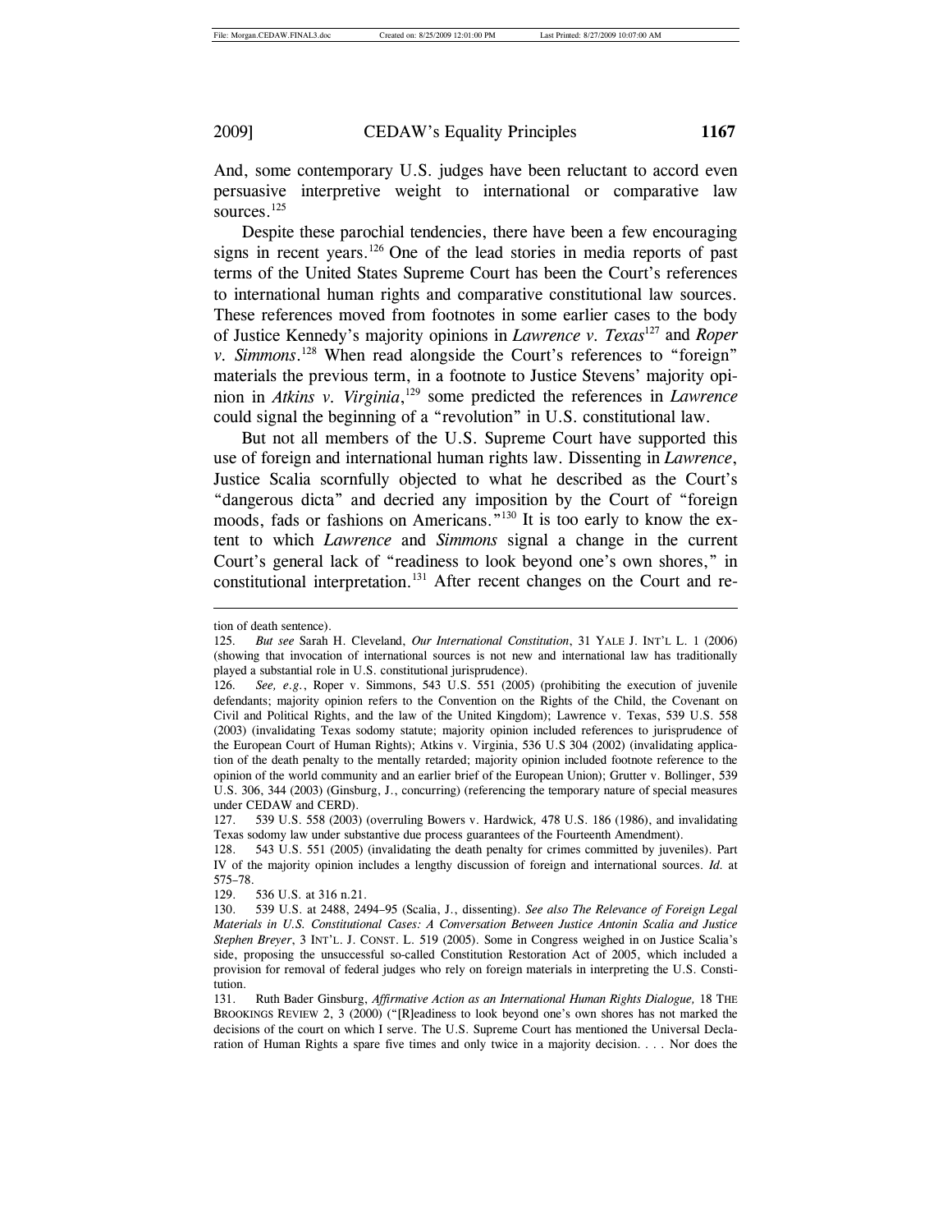And, some contemporary U.S. judges have been reluctant to accord even persuasive interpretive weight to international or comparative law sources.[125]

Despite these parochial tendencies, there have been a few encouraging signs in recent years.[126] One of the lead stories in media reports of past terms of the United States Supreme Court has been the Court's references to international human rights and comparative constitutional law sources. These references moved from footnotes in some earlier cases to the body of Justice Kennedy's majority opinions in *Lawrence v. Texas*[127] and *Roper v. Simmons*.[128] When read alongside the Court's references to "foreign" materials the previous term, in a footnote to Justice Stevens' majority opinion in *Atkins v. Virginia*,[129] some predicted the references in *Lawrence* could signal the beginning of a "revolution" in U.S. constitutional law.

But not all members of the U.S. Supreme Court have supported this use of foreign and international human rights law. Dissenting in *Lawrence*, Justice Scalia scornfully objected to what he described as the Court's "dangerous dicta" and decried any imposition by the Court of "foreign moods, fads or fashions on Americans."[130] It is too early to know the extent to which *Lawrence* and *Simmons* signal a change in the current Court's general lack of "readiness to look beyond one's own shores," in constitutional interpretation.[131] After recent changes on the Court and re-

---

tion of death sentence).

125. *But see* Sarah H. Cleveland, *Our International Constitution*, 31 YALE J. INT'L L. 1 (2006) (showing that invocation of international sources is not new and international law has traditionally played a substantial role in U.S. constitutional jurisprudence).

126. *See, e.g.*, Roper v. Simmons, 543 U.S. 551 (2005) (prohibiting the execution of juvenile defendants; majority opinion refers to the Convention on the Rights of the Child, the Covenant on Civil and Political Rights, and the law of the United Kingdom); Lawrence v. Texas, 539 U.S. 558 (2003) (invalidating Texas sodomy statute; majority opinion included references to jurisprudence of the European Court of Human Rights); Atkins v. Virginia, 536 U.S 304 (2002) (invalidating application of the death penalty to the mentally retarded; majority opinion included footnote reference to the opinion of the world community and an earlier brief of the European Union); Grutter v. Bollinger, 539 U.S. 306, 344 (2003) (Ginsburg, J., concurring) (referencing the temporary nature of special measures under CEDAW and CERD).

127. 539 U.S. 558 (2003) (overruling Bowers v. Hardwick*,* 478 U.S. 186 (1986), and invalidating Texas sodomy law under substantive due process guarantees of the Fourteenth Amendment).

128. 543 U.S. 551 (2005) (invalidating the death penalty for crimes committed by juveniles). Part IV of the majority opinion includes a lengthy discussion of foreign and international sources. *Id.* at 575–78.

129. 536 U.S. at 316 n.21.

130. 539 U.S. at 2488, 2494–95 (Scalia, J., dissenting). *See also The Relevance of Foreign Legal Materials in U.S. Constitutional Cases: A Conversation Between Justice Antonin Scalia and Justice Stephen Breyer*, 3 INT'L. J. CONST. L. 519 (2005). Some in Congress weighed in on Justice Scalia's side, proposing the unsuccessful so-called Constitution Restoration Act of 2005, which included a provision for removal of federal judges who rely on foreign materials in interpreting the U.S. Constitution.

131. Ruth Bader Ginsburg, *Affirmative Action as an International Human Rights Dialogue,* 18 THE BROOKINGS REVIEW 2, 3 (2000) ("[R]eadiness to look beyond one's own shores has not marked the decisions of the court on which I serve. The U.S. Supreme Court has mentioned the Universal Declaration of Human Rights a spare five times and only twice in a majority decision. . . . Nor does the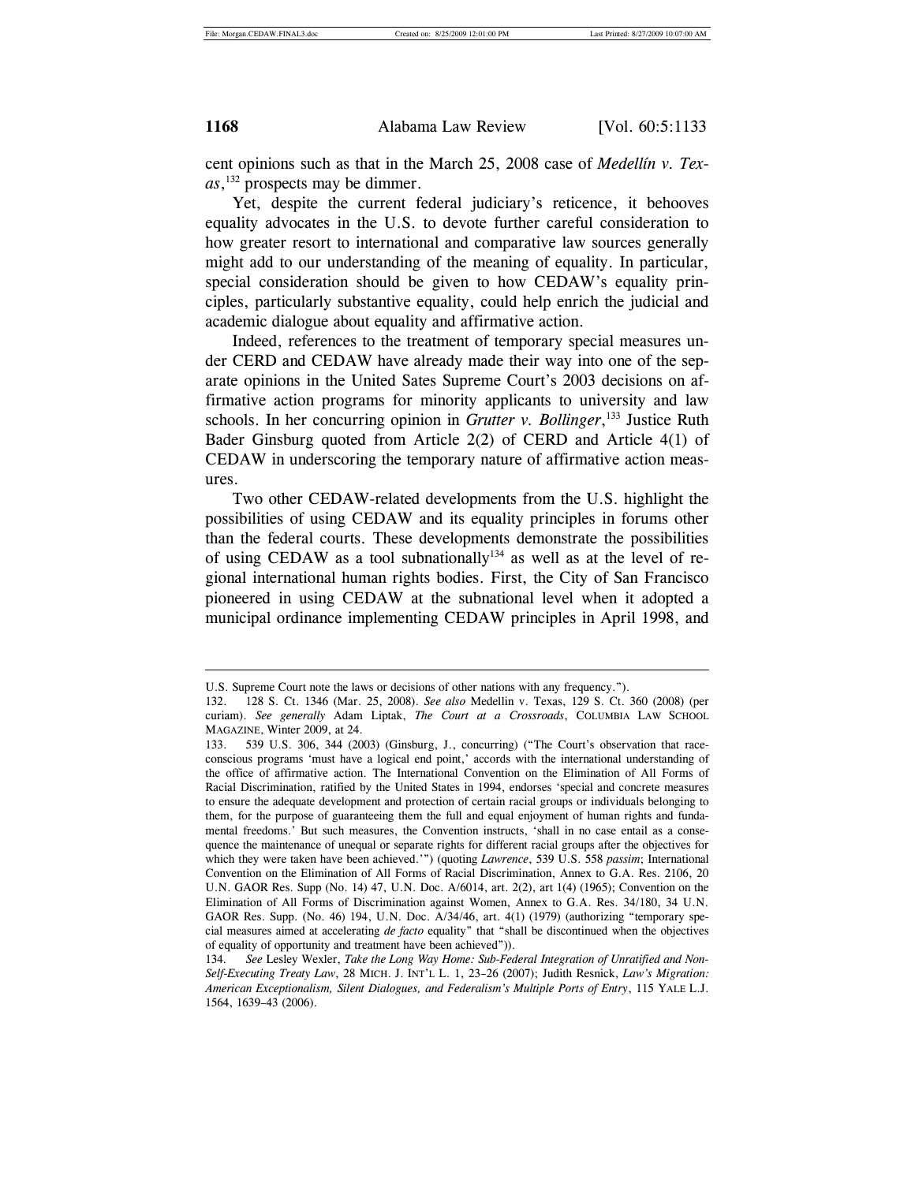cent opinions such as that in the March 25, 2008 case of *Medellín v. Texas*,[132] prospects may be dimmer.

Yet, despite the current federal judiciary's reticence, it behooves equality advocates in the U.S. to devote further careful consideration to how greater resort to international and comparative law sources generally might add to our understanding of the meaning of equality. In particular, special consideration should be given to how CEDAW's equality principles, particularly substantive equality, could help enrich the judicial and academic dialogue about equality and affirmative action.

Indeed, references to the treatment of temporary special measures under CERD and CEDAW have already made their way into one of the separate opinions in the United Sates Supreme Court's 2003 decisions on affirmative action programs for minority applicants to university and law schools. In her concurring opinion in *Grutter v. Bollinger*,[133] Justice Ruth Bader Ginsburg quoted from Article 2(2) of CERD and Article 4(1) of CEDAW in underscoring the temporary nature of affirmative action measures.

Two other CEDAW-related developments from the U.S. highlight the possibilities of using CEDAW and its equality principles in forums other than the federal courts. These developments demonstrate the possibilities of using CEDAW as a tool subnationally[134] as well as at the level of regional international human rights bodies. First, the City of San Francisco pioneered in using CEDAW at the subnational level when it adopted a municipal ordinance implementing CEDAW principles in April 1998, and

---

U.S. Supreme Court note the laws or decisions of other nations with any frequency.").

132. 128 S. Ct. 1346 (Mar. 25, 2008). *See also* Medellin v. Texas, 129 S. Ct. 360 (2008) (per curiam). *See generally* Adam Liptak, *The Court at a Crossroads*, COLUMBIA LAW SCHOOL MAGAZINE, Winter 2009, at 24.

133. 539 U.S. 306, 344 (2003) (Ginsburg, J., concurring) ("The Court's observation that race-conscious programs 'must have a logical end point,' accords with the international understanding of the office of affirmative action. The International Convention on the Elimination of All Forms of Racial Discrimination, ratified by the United States in 1994, endorses 'special and concrete measures to ensure the adequate development and protection of certain racial groups or individuals belonging to them, for the purpose of guaranteeing them the full and equal enjoyment of human rights and fundamental freedoms.' But such measures, the Convention instructs, 'shall in no case entail as a consequence the maintenance of unequal or separate rights for different racial groups after the objectives for which they were taken have been achieved.'") (quoting *Lawrence*, 539 U.S. 558 *passim*; International Convention on the Elimination of All Forms of Racial Discrimination, Annex to G.A. Res. 2106, 20 U.N. GAOR Res. Supp (No. 14) 47, U.N. Doc. A/6014, art. 2(2), art 1(4) (1965); Convention on the Elimination of All Forms of Discrimination against Women, Annex to G.A. Res. 34/180, 34 U.N. GAOR Res. Supp. (No. 46) 194, U.N. Doc. A/34/46, art. 4(1) (1979) (authorizing "temporary special measures aimed at accelerating *de facto* equality" that "shall be discontinued when the objectives of equality of opportunity and treatment have been achieved")).

134. *See* Lesley Wexler, *Take the Long Way Home: Sub-Federal Integration of Unratified and Non-Self-Executing Treaty Law*, 28 MICH. J. INT'L L. 1, 23–26 (2007); Judith Resnick, *Law's Migration: American Exceptionalism, Silent Dialogues, and Federalism's Multiple Ports of Entry*, 115 YALE L.J. 1564, 1639–43 (2006).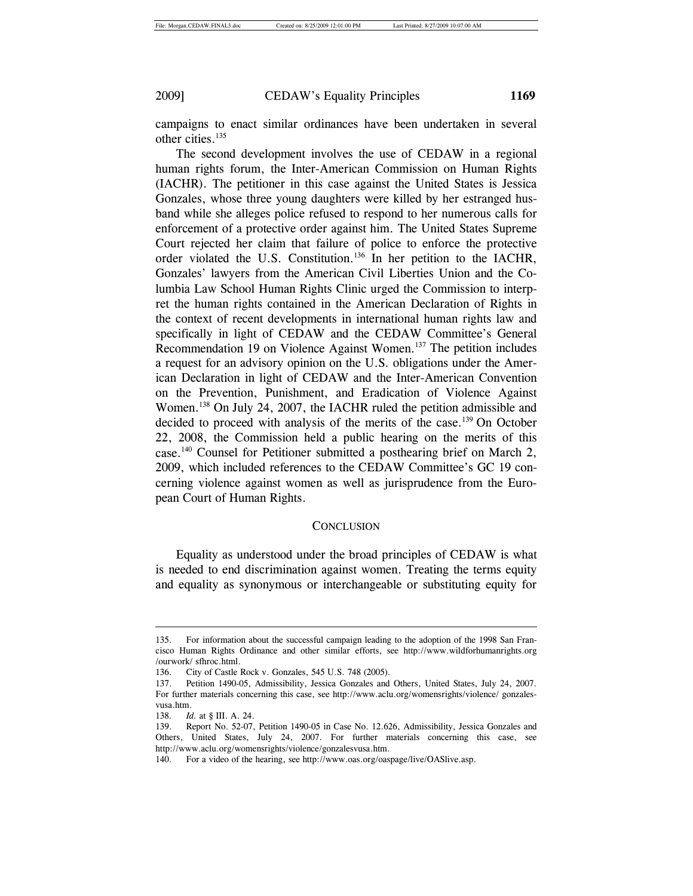campaigns to enact similar ordinances have been undertaken in several other cities.[135]

The second development involves the use of CEDAW in a regional human rights forum, the Inter-American Commission on Human Rights (IACHR). The petitioner in this case against the United States is Jessica Gonzales, whose three young daughters were killed by her estranged husband while she alleges police refused to respond to her numerous calls for enforcement of a protective order against him. The United States Supreme Court rejected her claim that failure of police to enforce the protective order violated the U.S. Constitution.[136] In her petition to the IACHR, Gonzales' lawyers from the American Civil Liberties Union and the Columbia Law School Human Rights Clinic urged the Commission to interpret the human rights contained in the American Declaration of Rights in the context of recent developments in international human rights law and specifically in light of CEDAW and the CEDAW Committee's General Recommendation 19 on Violence Against Women.[137] The petition includes a request for an advisory opinion on the U.S. obligations under the American Declaration in light of CEDAW and the Inter-American Convention on the Prevention, Punishment, and Eradication of Violence Against Women.[138] On July 24, 2007, the IACHR ruled the petition admissible and decided to proceed with analysis of the merits of the case.[139] On October 22, 2008, the Commission held a public hearing on the merits of this case.[140] Counsel for Petitioner submitted a posthearing brief on March 2, 2009, which included references to the CEDAW Committee's GC 19 concerning violence against women as well as jurisprudence from the European Court of Human Rights.

## CONCLUSION

Equality as understood under the broad principles of CEDAW is what is needed to end discrimination against women. Treating the terms equity and equality as synonymous or interchangeable or substituting equity for

---

135. For information about the successful campaign leading to the adoption of the 1998 San Francisco Human Rights Ordinance and other similar efforts, see http://www.wildforhumanrights.org /ourwork/ sfhroc.html.

136. City of Castle Rock v. Gonzales, 545 U.S. 748 (2005).

137. Petition 1490-05, Admissibility, Jessica Gonzales and Others, United States, July 24, 2007. For further materials concerning this case, see http://www.aclu.org/womensrights/violence/ gonzalesvusa.htm.

138. *Id.* at § III. A. 24.

139. Report No. 52-07, Petition 1490-05 in Case No. 12.626, Admissibility, Jessica Gonzales and Others, United States, July 24, 2007. For further materials concerning this case, see http://www.aclu.org/womensrights/violence/gonzalesvusa.htm.

140. For a video of the hearing, see http://www.oas.org/oaspage/live/OASlive.asp.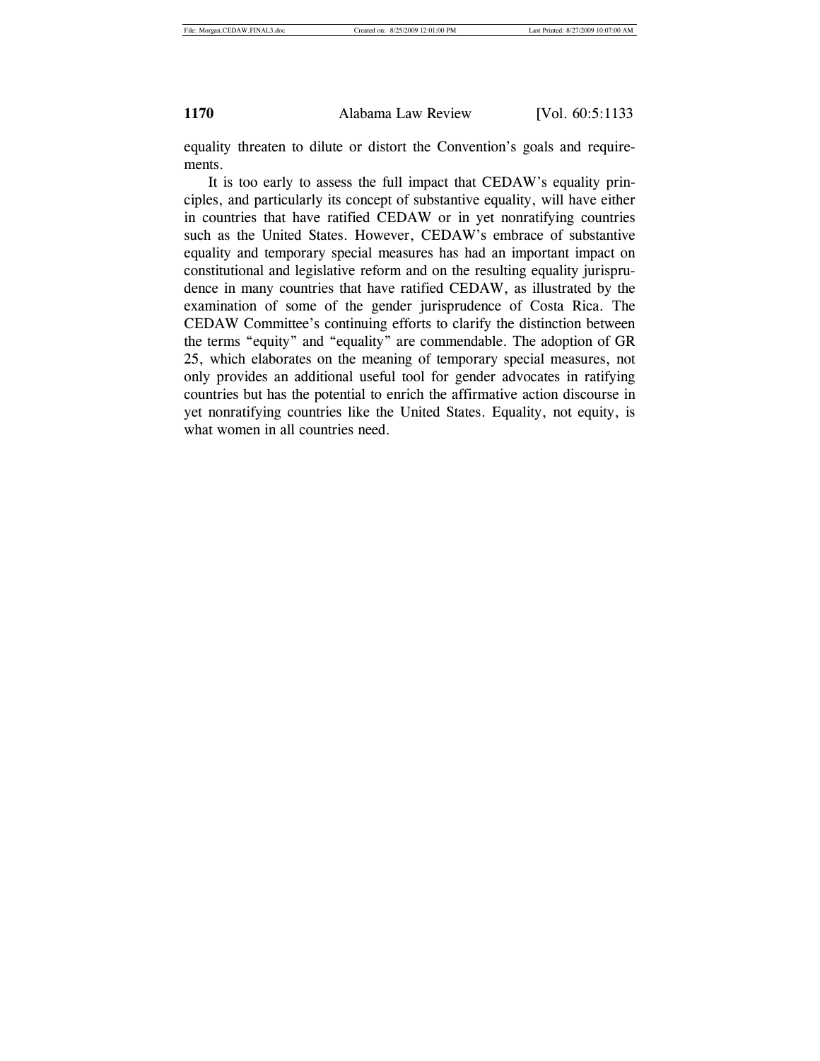equality threaten to dilute or distort the Convention's goals and requirements.

It is too early to assess the full impact that CEDAW's equality principles, and particularly its concept of substantive equality, will have either in countries that have ratified CEDAW or in yet nonratifying countries such as the United States. However, CEDAW's embrace of substantive equality and temporary special measures has had an important impact on constitutional and legislative reform and on the resulting equality jurisprudence in many countries that have ratified CEDAW, as illustrated by the examination of some of the gender jurisprudence of Costa Rica. The CEDAW Committee's continuing efforts to clarify the distinction between the terms "equity" and "equality" are commendable. The adoption of GR 25, which elaborates on the meaning of temporary special measures, not only provides an additional useful tool for gender advocates in ratifying countries but has the potential to enrich the affirmative action discourse in yet nonratifying countries like the United States. Equality, not equity, is what women in all countries need.